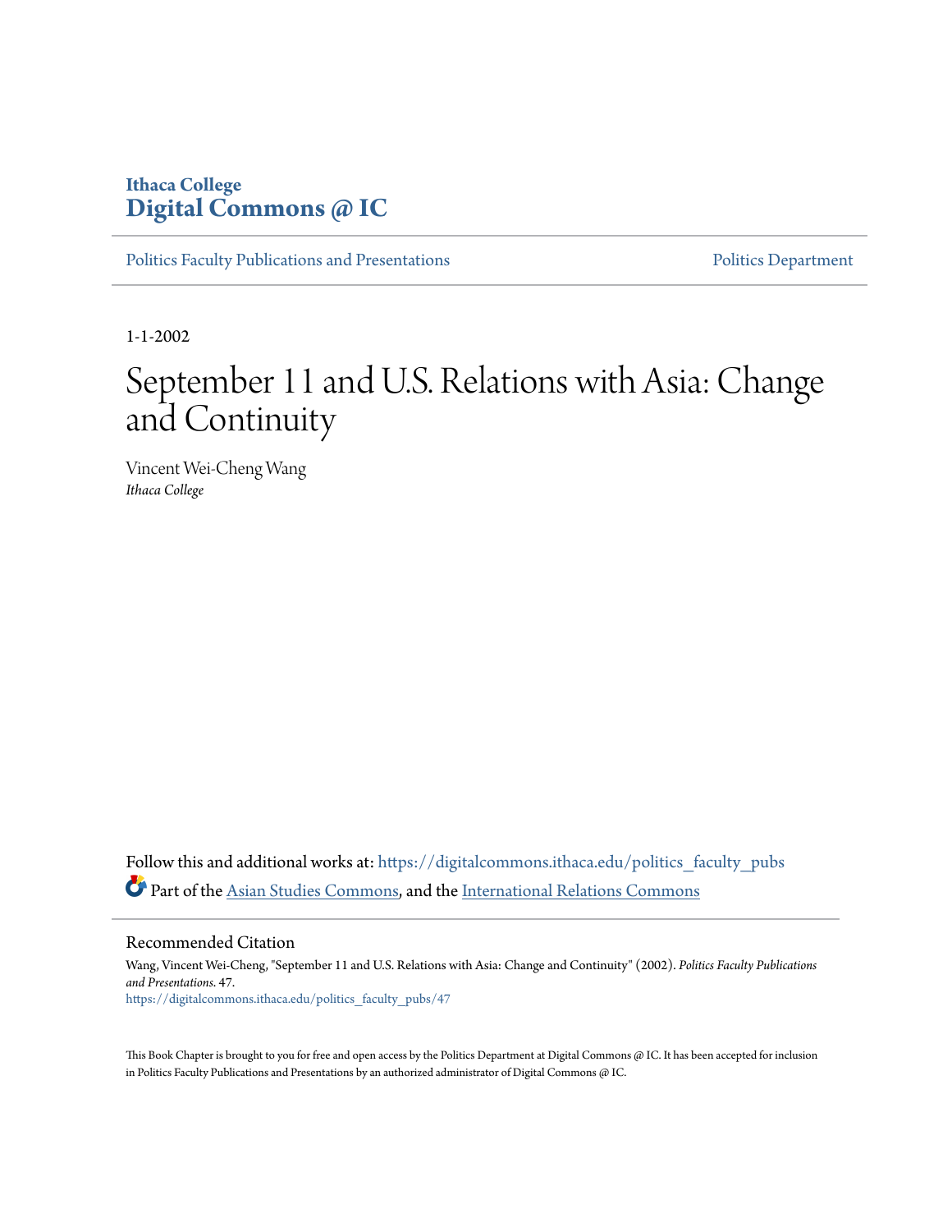Ithaca College

**Digital Commons @ IC**

Politics Faculty Publications and Presentations | Politics Department

1-1-2002

# September 11 and U.S. Relations with Asia: Change and Continuity

Vincent Wei-Cheng Wang
*Ithaca College*

Follow this and additional works at: https://digitalcommons.ithaca.edu/politics_faculty_pubs

Part of the Asian Studies Commons, and the International Relations Commons

## Recommended Citation

Wang, Vincent Wei-Cheng, "September 11 and U.S. Relations with Asia: Change and Continuity" (2002). *Politics Faculty Publications and Presentations*. 47.
https://digitalcommons.ithaca.edu/politics_faculty_pubs/47

This Book Chapter is brought to you for free and open access by the Politics Department at Digital Commons @ IC. It has been accepted for inclusion in Politics Faculty Publications and Presentations by an authorized administrator of Digital Commons @ IC.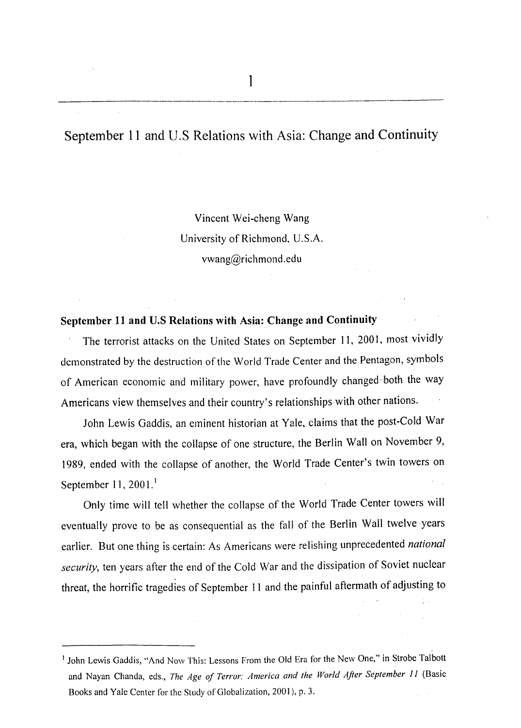# September 11 and U.S Relations with Asia: Change and Continuity

Vincent Wei-cheng Wang
University of Richmond, U.S.A.
vwang@richmond.edu

## September 11 and U.S Relations with Asia: Change and Continuity

The terrorist attacks on the United States on September 11, 2001, most vividly demonstrated by the destruction of the World Trade Center and the Pentagon, symbols of American economic and military power, have profoundly changed both the way Americans view themselves and their country's relationships with other nations.

John Lewis Gaddis, an eminent historian at Yale, claims that the post-Cold War era, which began with the collapse of one structure, the Berlin Wall on November 9, 1989, ended with the collapse of another, the World Trade Center's twin towers on September 11, 2001.[1]

Only time will tell whether the collapse of the World Trade Center towers will eventually prove to be as consequential as the fall of the Berlin Wall twelve years earlier. But one thing is certain: As Americans were relishing unprecedented *national security*, ten years after the end of the Cold War and the dissipation of Soviet nuclear threat, the horrific tragedies of September 11 and the painful aftermath of adjusting to

---

[1] John Lewis Gaddis, "And Now This: Lessons From the Old Era for the New One," in Strobe Talbott and Nayan Chanda, eds., *The Age of Terror: America and the World After September 11* (Basic Books and Yale Center for the Study of Globalization, 2001), p. 3.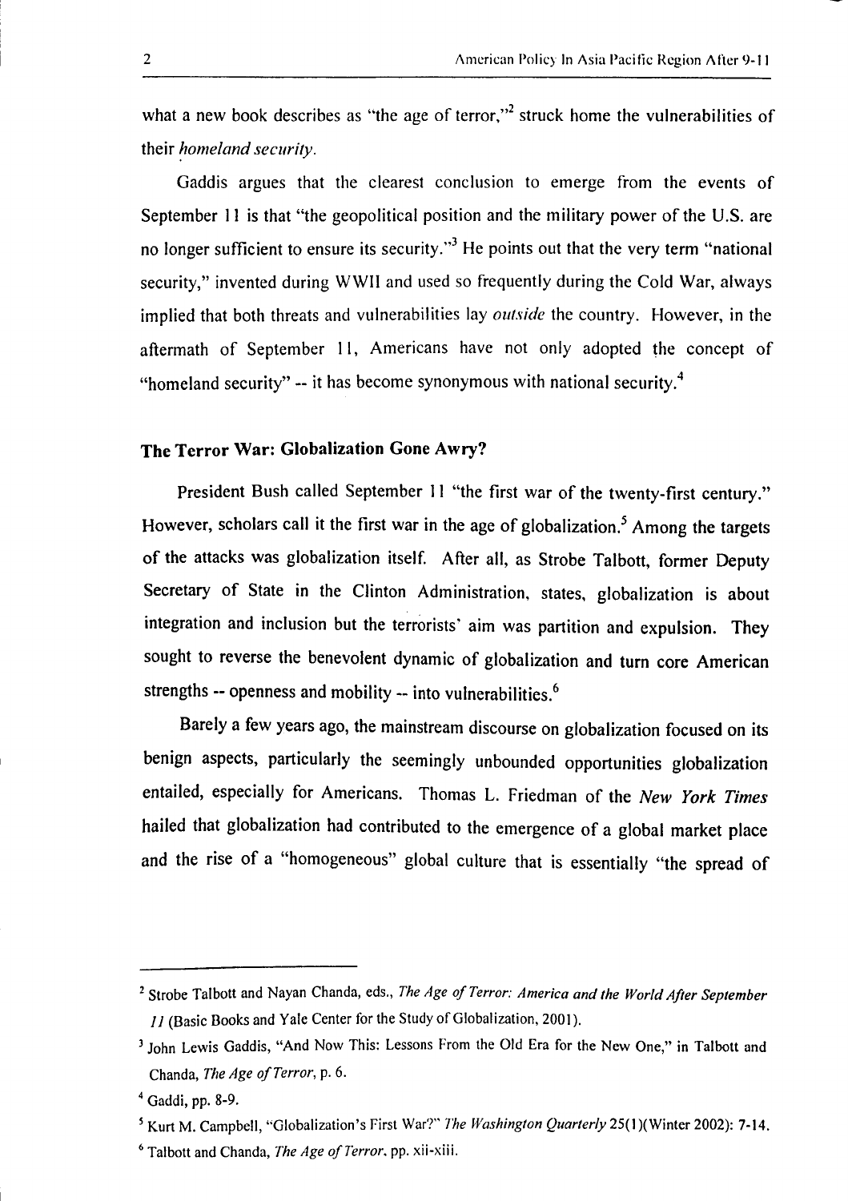what a new book describes as "the age of terror,"[2] struck home the vulnerabilities of their *homeland security*.

Gaddis argues that the clearest conclusion to emerge from the events of September 11 is that "the geopolitical position and the military power of the U.S. are no longer sufficient to ensure its security."[3] He points out that the very term "national security," invented during WWII and used so frequently during the Cold War, always implied that both threats and vulnerabilities lay *outside* the country. However, in the aftermath of September 11, Americans have not only adopted the concept of "homeland security" -- it has become synonymous with national security.[4]

## The Terror War: Globalization Gone Awry?

President Bush called September 11 "the first war of the twenty-first century." However, scholars call it the first war in the age of globalization.[5] Among the targets of the attacks was globalization itself. After all, as Strobe Talbott, former Deputy Secretary of State in the Clinton Administration, states, globalization is about integration and inclusion but the terrorists' aim was partition and expulsion. They sought to reverse the benevolent dynamic of globalization and turn core American strengths -- openness and mobility -- into vulnerabilities.[6]

Barely a few years ago, the mainstream discourse on globalization focused on its benign aspects, particularly the seemingly unbounded opportunities globalization entailed, especially for Americans. Thomas L. Friedman of the *New York Times* hailed that globalization had contributed to the emergence of a global market place and the rise of a "homogeneous" global culture that is essentially "the spread of

---

[2] Strobe Talbott and Nayan Chanda, eds., *The Age of Terror: America and the World After September 11* (Basic Books and Yale Center for the Study of Globalization, 2001).

[3] John Lewis Gaddis, "And Now This: Lessons From the Old Era for the New One," in Talbott and Chanda, *The Age of Terror*, p. 6.

[4] Gaddi, pp. 8-9.

[5] Kurt M. Campbell, "Globalization's First War?" *The Washington Quarterly* 25(1)(Winter 2002): 7-14.

[6] Talbott and Chanda, *The Age of Terror*, pp. xii-xiii.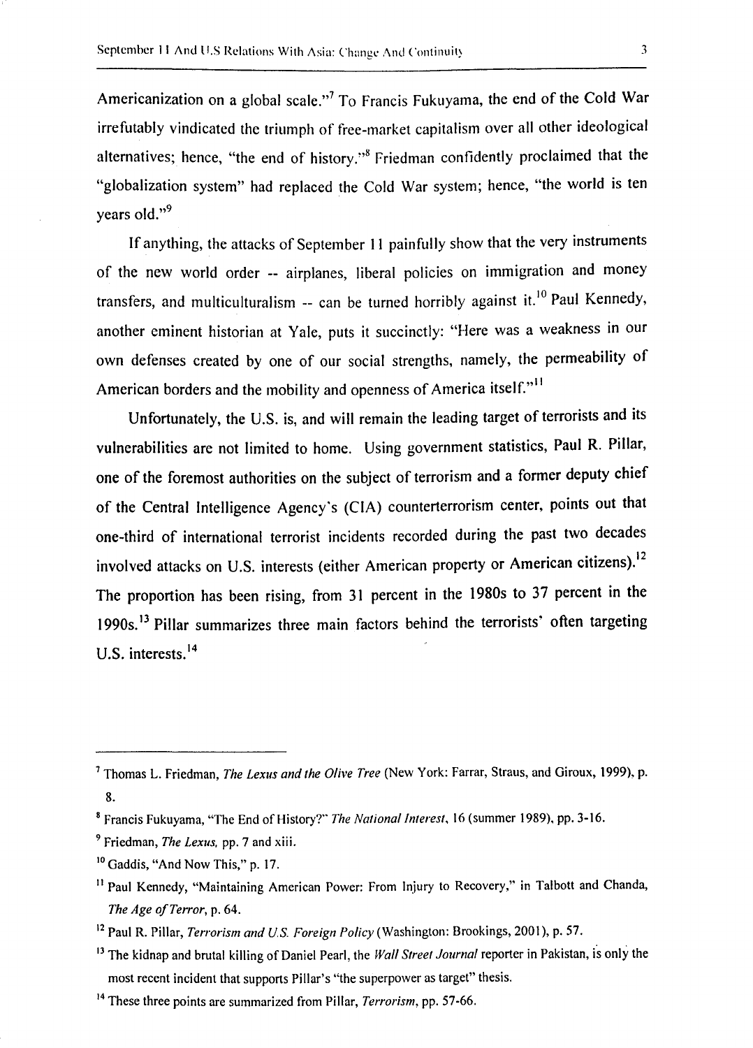Americanization on a global scale."[7] To Francis Fukuyama, the end of the Cold War irrefutably vindicated the triumph of free-market capitalism over all other ideological alternatives; hence, "the end of history."[8] Friedman confidently proclaimed that the "globalization system" had replaced the Cold War system; hence, "the world is ten years old."[9]

If anything, the attacks of September 11 painfully show that the very instruments of the new world order -- airplanes, liberal policies on immigration and money transfers, and multiculturalism -- can be turned horribly against it.[10] Paul Kennedy, another eminent historian at Yale, puts it succinctly: "Here was a weakness in our own defenses created by one of our social strengths, namely, the permeability of American borders and the mobility and openness of America itself."[11]

Unfortunately, the U.S. is, and will remain the leading target of terrorists and its vulnerabilities are not limited to home. Using government statistics, Paul R. Pillar, one of the foremost authorities on the subject of terrorism and a former deputy chief of the Central Intelligence Agency's (CIA) counterterrorism center, points out that one-third of international terrorist incidents recorded during the past two decades involved attacks on U.S. interests (either American property or American citizens).[12] The proportion has been rising, from 31 percent in the 1980s to 37 percent in the 1990s.[13] Pillar summarizes three main factors behind the terrorists' often targeting U.S. interests.[14]

---

[7] Thomas L. Friedman, *The Lexus and the Olive Tree* (New York: Farrar, Straus, and Giroux, 1999), p. 8.

[8] Francis Fukuyama, "The End of History?" *The National Interest*, 16 (summer 1989), pp. 3-16.

[9] Friedman, *The Lexus*, pp. 7 and xiii.

[10] Gaddis, "And Now This," p. 17.

[11] Paul Kennedy, "Maintaining American Power: From Injury to Recovery," in Talbott and Chanda, *The Age of Terror*, p. 64.

[12] Paul R. Pillar, *Terrorism and U.S. Foreign Policy* (Washington: Brookings, 2001), p. 57.

[13] The kidnap and brutal killing of Daniel Pearl, the *Wall Street Journal* reporter in Pakistan, is only the most recent incident that supports Pillar's "the superpower as target" thesis.

[14] These three points are summarized from Pillar, *Terrorism*, pp. 57-66.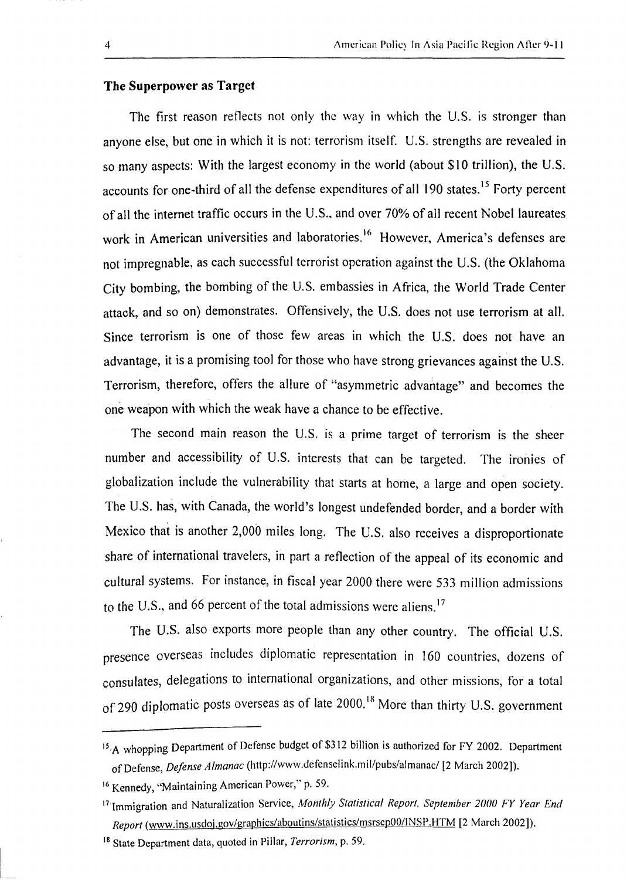### The Superpower as Target

The first reason reflects not only the way in which the U.S. is stronger than anyone else, but one in which it is not: terrorism itself. U.S. strengths are revealed in so many aspects: With the largest economy in the world (about $10 trillion), the U.S. accounts for one-third of all the defense expenditures of all 190 states.[15] Forty percent of all the internet traffic occurs in the U.S., and over 70% of all recent Nobel laureates work in American universities and laboratories.[16] However, America's defenses are not impregnable, as each successful terrorist operation against the U.S. (the Oklahoma City bombing, the bombing of the U.S. embassies in Africa, the World Trade Center attack, and so on) demonstrates. Offensively, the U.S. does not use terrorism at all. Since terrorism is one of those few areas in which the U.S. does not have an advantage, it is a promising tool for those who have strong grievances against the U.S. Terrorism, therefore, offers the allure of "asymmetric advantage" and becomes the one weapon with which the weak have a chance to be effective.

The second main reason the U.S. is a prime target of terrorism is the sheer number and accessibility of U.S. interests that can be targeted. The ironies of globalization include the vulnerability that starts at home, a large and open society. The U.S. has, with Canada, the world's longest undefended border, and a border with Mexico that is another 2,000 miles long. The U.S. also receives a disproportionate share of international travelers, in part a reflection of the appeal of its economic and cultural systems. For instance, in fiscal year 2000 there were 533 million admissions to the U.S., and 66 percent of the total admissions were aliens.[17]

The U.S. also exports more people than any other country. The official U.S. presence overseas includes diplomatic representation in 160 countries, dozens of consulates, delegations to international organizations, and other missions, for a total of 290 diplomatic posts overseas as of late 2000.[18] More than thirty U.S. government

---

[15] A whopping Department of Defense budget of $312 billion is authorized for FY 2002. Department of Defense, *Defense Almanac* (http://www.defenselink.mil/pubs/almanac/ [2 March 2002]).

[16] Kennedy, "Maintaining American Power," p. 59.

[17] Immigration and Naturalization Service, *Monthly Statistical Report, September 2000 FY Year End Report* (www.ins.usdoj.gov/graphics/aboutins/statistics/msrsep00/INSP.HTM [2 March 2002]).

[18] State Department data, quoted in Pillar, *Terrorism*, p. 59.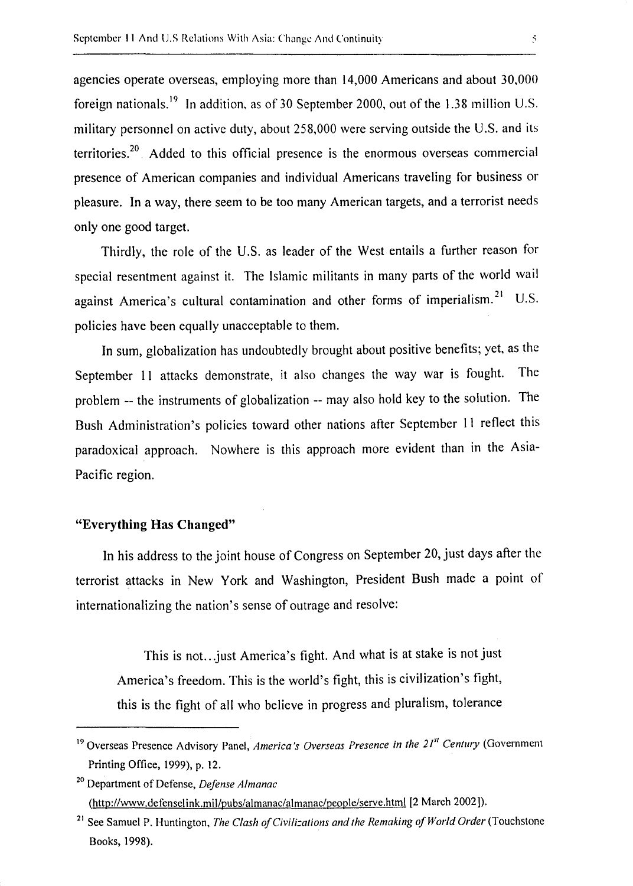agencies operate overseas, employing more than 14,000 Americans and about 30,000 foreign nationals.[19] In addition, as of 30 September 2000, out of the 1.38 million U.S. military personnel on active duty, about 258,000 were serving outside the U.S. and its territories.[20] Added to this official presence is the enormous overseas commercial presence of American companies and individual Americans traveling for business or pleasure. In a way, there seem to be too many American targets, and a terrorist needs only one good target.

Thirdly, the role of the U.S. as leader of the West entails a further reason for special resentment against it. The Islamic militants in many parts of the world wail against America's cultural contamination and other forms of imperialism.[21] U.S. policies have been equally unacceptable to them.

In sum, globalization has undoubtedly brought about positive benefits; yet, as the September 11 attacks demonstrate, it also changes the way war is fought. The problem -- the instruments of globalization -- may also hold key to the solution. The Bush Administration's policies toward other nations after September 11 reflect this paradoxical approach. Nowhere is this approach more evident than in the Asia-Pacific region.

### "Everything Has Changed"

In his address to the joint house of Congress on September 20, just days after the terrorist attacks in New York and Washington, President Bush made a point of internationalizing the nation's sense of outrage and resolve:

> This is not...just America's fight. And what is at stake is not just America's freedom. This is the world's fight, this is civilization's fight, this is the fight of all who believe in progress and pluralism, tolerance

---

[19] Overseas Presence Advisory Panel, *America's Overseas Presence in the 21st Century* (Government Printing Office, 1999), p. 12.

[20] Department of Defense, *Defense Almanac* (http://www.defenselink.mil/pubs/almanac/almanac/people/serve.html [2 March 2002]).

[21] See Samuel P. Huntington, *The Clash of Civilizations and the Remaking of World Order* (Touchstone Books, 1998).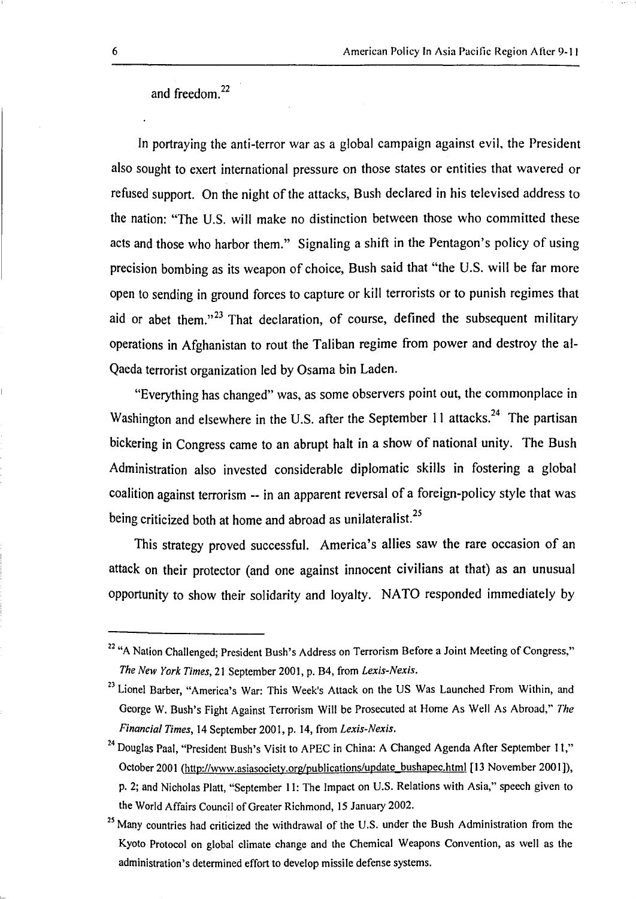and freedom.[22]

In portraying the anti-terror war as a global campaign against evil, the President also sought to exert international pressure on those states or entities that wavered or refused support. On the night of the attacks, Bush declared in his televised address to the nation: "The U.S. will make no distinction between those who committed these acts and those who harbor them." Signaling a shift in the Pentagon's policy of using precision bombing as its weapon of choice, Bush said that "the U.S. will be far more open to sending in ground forces to capture or kill terrorists or to punish regimes that aid or abet them."[23] That declaration, of course, defined the subsequent military operations in Afghanistan to rout the Taliban regime from power and destroy the al-Qaeda terrorist organization led by Osama bin Laden.

"Everything has changed" was, as some observers point out, the commonplace in Washington and elsewhere in the U.S. after the September 11 attacks.[24] The partisan bickering in Congress came to an abrupt halt in a show of national unity. The Bush Administration also invested considerable diplomatic skills in fostering a global coalition against terrorism -- in an apparent reversal of a foreign-policy style that was being criticized both at home and abroad as unilateralist.[25]

This strategy proved successful. America's allies saw the rare occasion of an attack on their protector (and one against innocent civilians at that) as an unusual opportunity to show their solidarity and loyalty. NATO responded immediately by

---

[22] "A Nation Challenged; President Bush's Address on Terrorism Before a Joint Meeting of Congress," *The New York Times*, 21 September 2001, p. B4, from *Lexis-Nexis*.

[23] Lionel Barber, "America's War: This Week's Attack on the US Was Launched From Within, and George W. Bush's Fight Against Terrorism Will be Prosecuted at Home As Well As Abroad," *The Financial Times*, 14 September 2001, p. 14, from *Lexis-Nexis*.

[24] Douglas Paal, "President Bush's Visit to APEC in China: A Changed Agenda After September 11," October 2001 (http://www.asiasociety.org/publications/update_bushapec.html [13 November 2001]), p. 2; and Nicholas Platt, "September 11: The Impact on U.S. Relations with Asia," speech given to the World Affairs Council of Greater Richmond, 15 January 2002.

[25] Many countries had criticized the withdrawal of the U.S. under the Bush Administration from the Kyoto Protocol on global climate change and the Chemical Weapons Convention, as well as the administration's determined effort to develop missile defense systems.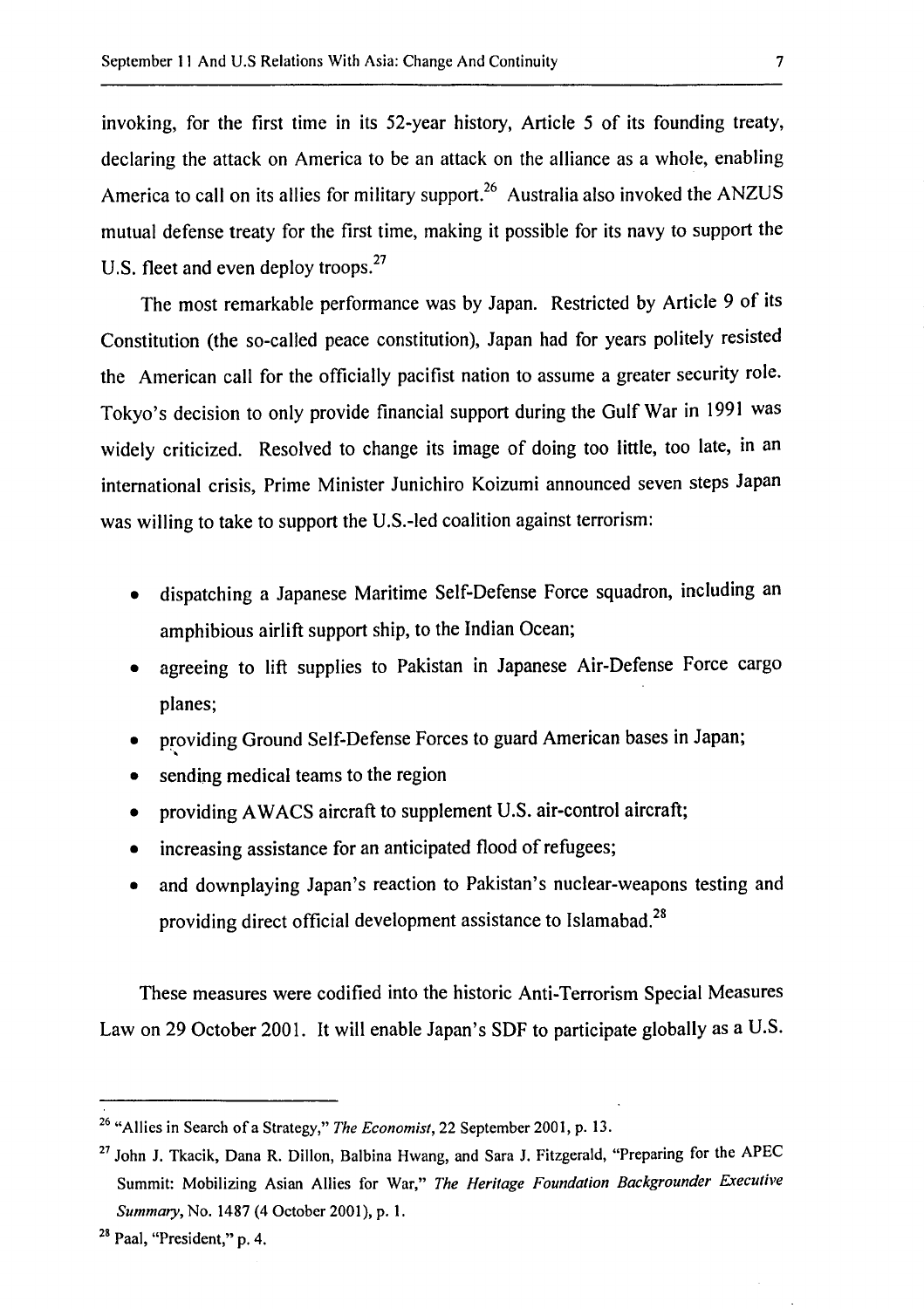invoking, for the first time in its 52-year history, Article 5 of its founding treaty, declaring the attack on America to be an attack on the alliance as a whole, enabling America to call on its allies for military support.[26] Australia also invoked the ANZUS mutual defense treaty for the first time, making it possible for its navy to support the U.S. fleet and even deploy troops.[27]

The most remarkable performance was by Japan. Restricted by Article 9 of its Constitution (the so-called peace constitution), Japan had for years politely resisted the American call for the officially pacifist nation to assume a greater security role. Tokyo's decision to only provide financial support during the Gulf War in 1991 was widely criticized. Resolved to change its image of doing too little, too late, in an international crisis, Prime Minister Junichiro Koizumi announced seven steps Japan was willing to take to support the U.S.-led coalition against terrorism:

- dispatching a Japanese Maritime Self-Defense Force squadron, including an amphibious airlift support ship, to the Indian Ocean;
- agreeing to lift supplies to Pakistan in Japanese Air-Defense Force cargo planes;
- providing Ground Self-Defense Forces to guard American bases in Japan;
- sending medical teams to the region
- providing AWACS aircraft to supplement U.S. air-control aircraft;
- increasing assistance for an anticipated flood of refugees;
- and downplaying Japan's reaction to Pakistan's nuclear-weapons testing and providing direct official development assistance to Islamabad.[28]

These measures were codified into the historic Anti-Terrorism Special Measures Law on 29 October 2001. It will enable Japan's SDF to participate globally as a U.S.

---

[26] "Allies in Search of a Strategy," *The Economist*, 22 September 2001, p. 13.

[27] John J. Tkacik, Dana R. Dillon, Balbina Hwang, and Sara J. Fitzgerald, "Preparing for the APEC Summit: Mobilizing Asian Allies for War," *The Heritage Foundation Backgrounder Executive Summary*, No. 1487 (4 October 2001), p. 1.

[28] Paal, "President," p. 4.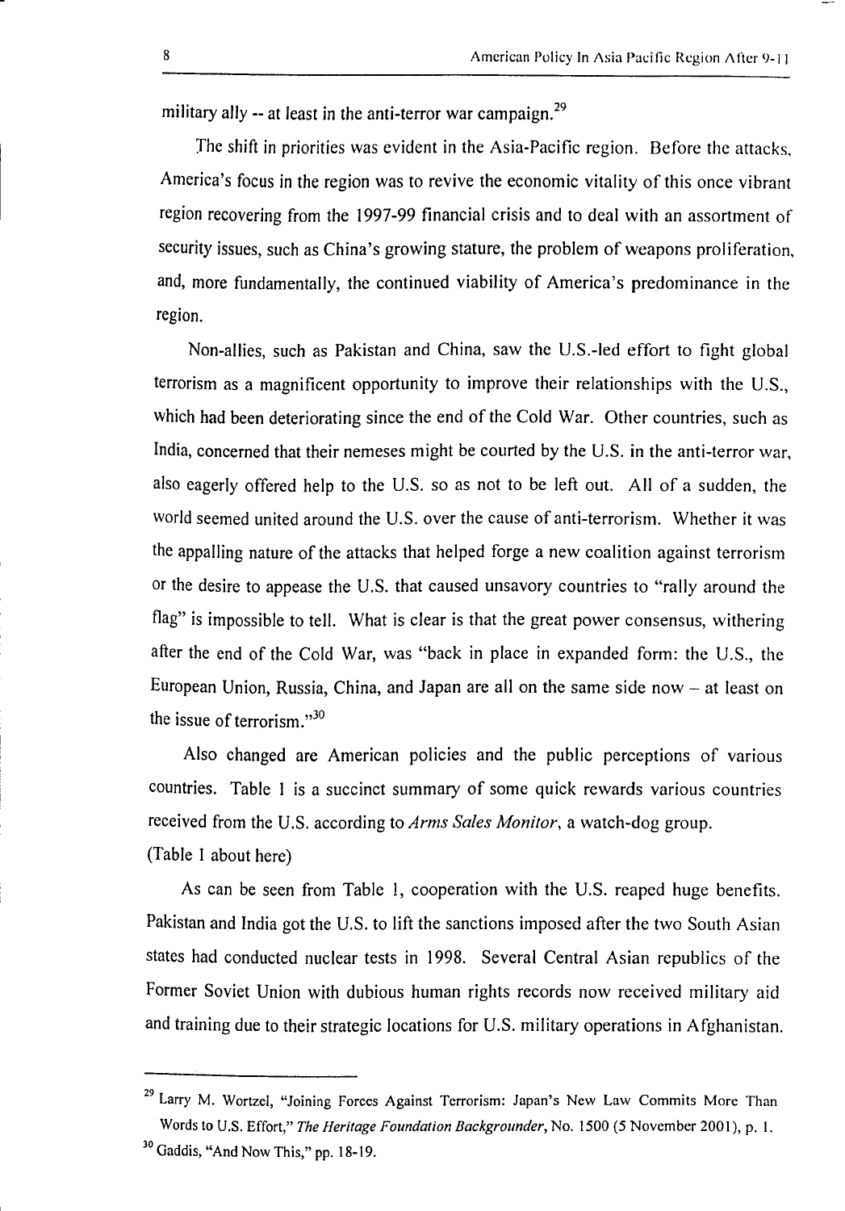military ally -- at least in the anti-terror war campaign.[29]

The shift in priorities was evident in the Asia-Pacific region. Before the attacks, America's focus in the region was to revive the economic vitality of this once vibrant region recovering from the 1997-99 financial crisis and to deal with an assortment of security issues, such as China's growing stature, the problem of weapons proliferation, and, more fundamentally, the continued viability of America's predominance in the region.

Non-allies, such as Pakistan and China, saw the U.S.-led effort to fight global terrorism as a magnificent opportunity to improve their relationships with the U.S., which had been deteriorating since the end of the Cold War. Other countries, such as India, concerned that their nemeses might be courted by the U.S. in the anti-terror war, also eagerly offered help to the U.S. so as not to be left out. All of a sudden, the world seemed united around the U.S. over the cause of anti-terrorism. Whether it was the appalling nature of the attacks that helped forge a new coalition against terrorism or the desire to appease the U.S. that caused unsavory countries to "rally around the flag" is impossible to tell. What is clear is that the great power consensus, withering after the end of the Cold War, was "back in place in expanded form: the U.S., the European Union, Russia, China, and Japan are all on the same side now – at least on the issue of terrorism."[30]

Also changed are American policies and the public perceptions of various countries. Table 1 is a succinct summary of some quick rewards various countries received from the U.S. according to *Arms Sales Monitor*, a watch-dog group.

(Table 1 about here)

As can be seen from Table 1, cooperation with the U.S. reaped huge benefits. Pakistan and India got the U.S. to lift the sanctions imposed after the two South Asian states had conducted nuclear tests in 1998. Several Central Asian republics of the Former Soviet Union with dubious human rights records now received military aid and training due to their strategic locations for U.S. military operations in Afghanistan.

---

[29] Larry M. Wortzel, "Joining Forces Against Terrorism: Japan's New Law Commits More Than Words to U.S. Effort," *The Heritage Foundation Backgrounder*, No. 1500 (5 November 2001), p. 1.

[30] Gaddis, "And Now This," pp. 18-19.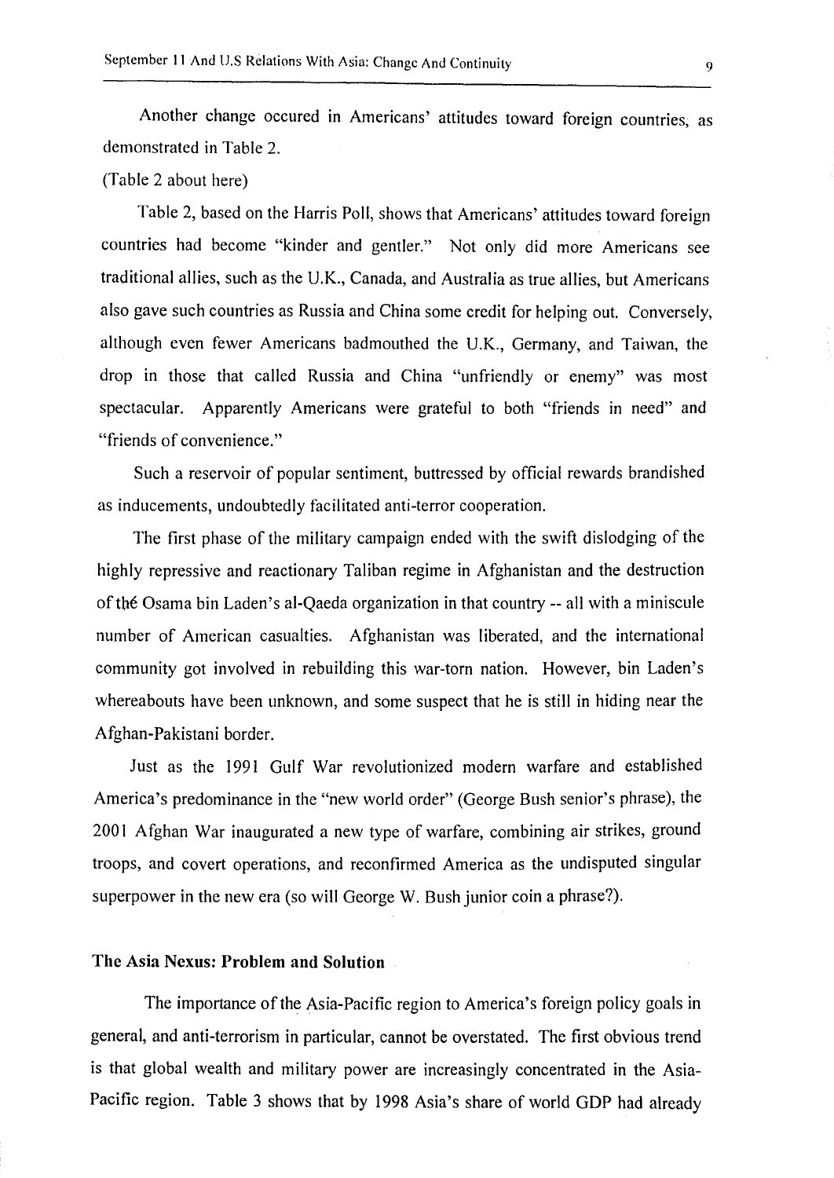Another change occured in Americans' attitudes toward foreign countries, as demonstrated in Table 2.

(Table 2 about here)

Table 2, based on the Harris Poll, shows that Americans' attitudes toward foreign countries had become "kinder and gentler." Not only did more Americans see traditional allies, such as the U.K., Canada, and Australia as true allies, but Americans also gave such countries as Russia and China some credit for helping out. Conversely, although even fewer Americans badmouthed the U.K., Germany, and Taiwan, the drop in those that called Russia and China "unfriendly or enemy" was most spectacular. Apparently Americans were grateful to both "friends in need" and "friends of convenience."

Such a reservoir of popular sentiment, buttressed by official rewards brandished as inducements, undoubtedly facilitated anti-terror cooperation.

The first phase of the military campaign ended with the swift dislodging of the highly repressive and reactionary Taliban regime in Afghanistan and the destruction of thé Osama bin Laden's al-Qaeda organization in that country -- all with a miniscule number of American casualties. Afghanistan was liberated, and the international community got involved in rebuilding this war-torn nation. However, bin Laden's whereabouts have been unknown, and some suspect that he is still in hiding near the Afghan-Pakistani border.

Just as the 1991 Gulf War revolutionized modern warfare and established America's predominance in the "new world order" (George Bush senior's phrase), the 2001 Afghan War inaugurated a new type of warfare, combining air strikes, ground troops, and covert operations, and reconfirmed America as the undisputed singular superpower in the new era (so will George W. Bush junior coin a phrase?).

## The Asia Nexus: Problem and Solution

The importance of the Asia-Pacific region to America's foreign policy goals in general, and anti-terrorism in particular, cannot be overstated. The first obvious trend is that global wealth and military power are increasingly concentrated in the Asia-Pacific region. Table 3 shows that by 1998 Asia's share of world GDP had already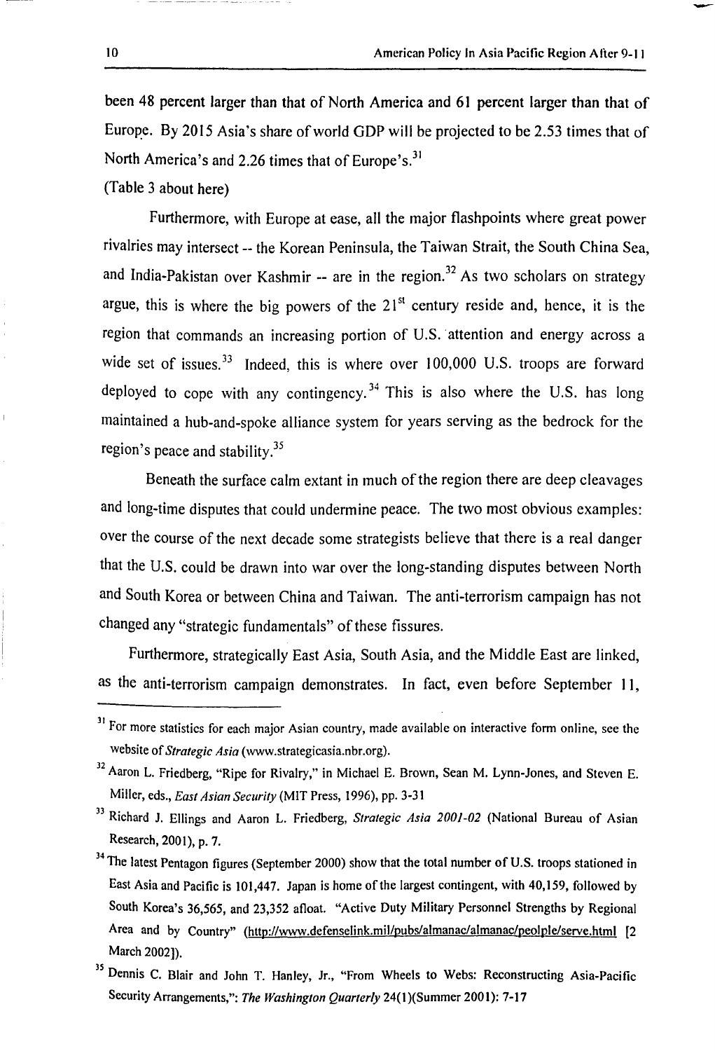been 48 percent larger than that of North America and 61 percent larger than that of Europe. By 2015 Asia's share of world GDP will be projected to be 2.53 times that of North America's and 2.26 times that of Europe's.[31]

(Table 3 about here)

Furthermore, with Europe at ease, all the major flashpoints where great power rivalries may intersect -- the Korean Peninsula, the Taiwan Strait, the South China Sea, and India-Pakistan over Kashmir -- are in the region.[32] As two scholars on strategy argue, this is where the big powers of the 21st century reside and, hence, it is the region that commands an increasing portion of U.S. attention and energy across a wide set of issues.[33] Indeed, this is where over 100,000 U.S. troops are forward deployed to cope with any contingency.[34] This is also where the U.S. has long maintained a hub-and-spoke alliance system for years serving as the bedrock for the region's peace and stability.[35]

Beneath the surface calm extant in much of the region there are deep cleavages and long-time disputes that could undermine peace. The two most obvious examples: over the course of the next decade some strategists believe that there is a real danger that the U.S. could be drawn into war over the long-standing disputes between North and South Korea or between China and Taiwan. The anti-terrorism campaign has not changed any "strategic fundamentals" of these fissures.

Furthermore, strategically East Asia, South Asia, and the Middle East are linked, as the anti-terrorism campaign demonstrates. In fact, even before September 11,

---

[31] For more statistics for each major Asian country, made available on interactive form online, see the website of *Strategic Asia* (www.strategicasia.nbr.org).

[32] Aaron L. Friedberg, "Ripe for Rivalry," in Michael E. Brown, Sean M. Lynn-Jones, and Steven E. Miller, eds., *East Asian Security* (MIT Press, 1996), pp. 3-31

[33] Richard J. Ellings and Aaron L. Friedberg, *Strategic Asia 2001-02* (National Bureau of Asian Research, 2001), p. 7.

[34] The latest Pentagon figures (September 2000) show that the total number of U.S. troops stationed in East Asia and Pacific is 101,447. Japan is home of the largest contingent, with 40,159, followed by South Korea's 36,565, and 23,352 afloat. "Active Duty Military Personnel Strengths by Regional Area and by Country" (http://www.defenselink.mil/pubs/almanac/almanac/peolple/serve.html [2 March 2002]).

[35] Dennis C. Blair and John T. Hanley, Jr., "From Wheels to Webs: Reconstructing Asia-Pacific Security Arrangements,": *The Washington Quarterly* 24(1)(Summer 2001): 7-17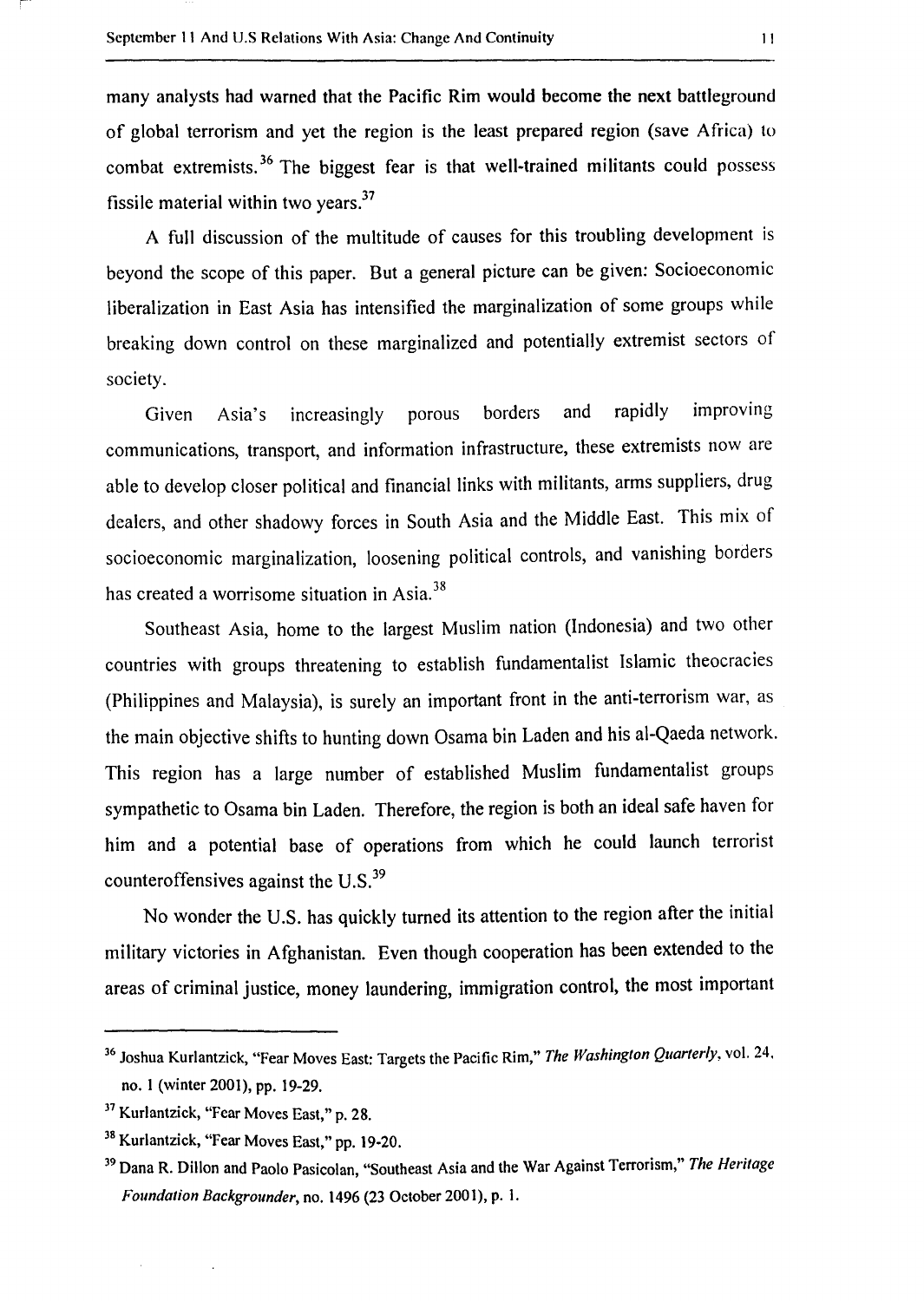many analysts had warned that the Pacific Rim would become the next battleground of global terrorism and yet the region is the least prepared region (save Africa) to combat extremists.[36] The biggest fear is that well-trained militants could possess fissile material within two years.[37]

A full discussion of the multitude of causes for this troubling development is beyond the scope of this paper. But a general picture can be given: Socioeconomic liberalization in East Asia has intensified the marginalization of some groups while breaking down control on these marginalized and potentially extremist sectors of society.

Given Asia's increasingly porous borders and rapidly improving communications, transport, and information infrastructure, these extremists now are able to develop closer political and financial links with militants, arms suppliers, drug dealers, and other shadowy forces in South Asia and the Middle East. This mix of socioeconomic marginalization, loosening political controls, and vanishing borders has created a worrisome situation in Asia.[38]

Southeast Asia, home to the largest Muslim nation (Indonesia) and two other countries with groups threatening to establish fundamentalist Islamic theocracies (Philippines and Malaysia), is surely an important front in the anti-terrorism war, as the main objective shifts to hunting down Osama bin Laden and his al-Qaeda network. This region has a large number of established Muslim fundamentalist groups sympathetic to Osama bin Laden. Therefore, the region is both an ideal safe haven for him and a potential base of operations from which he could launch terrorist counteroffensives against the U.S.[39]

No wonder the U.S. has quickly turned its attention to the region after the initial military victories in Afghanistan. Even though cooperation has been extended to the areas of criminal justice, money laundering, immigration control, the most important

---

[36] Joshua Kurlantzick, "Fear Moves East: Targets the Pacific Rim," *The Washington Quarterly*, vol. 24, no. 1 (winter 2001), pp. 19-29.

[37] Kurlantzick, "Fear Moves East," p. 28.

[38] Kurlantzick, "Fear Moves East," pp. 19-20.

[39] Dana R. Dillon and Paolo Pasicolan, "Southeast Asia and the War Against Terrorism," *The Heritage Foundation Backgrounder*, no. 1496 (23 October 2001), p. 1.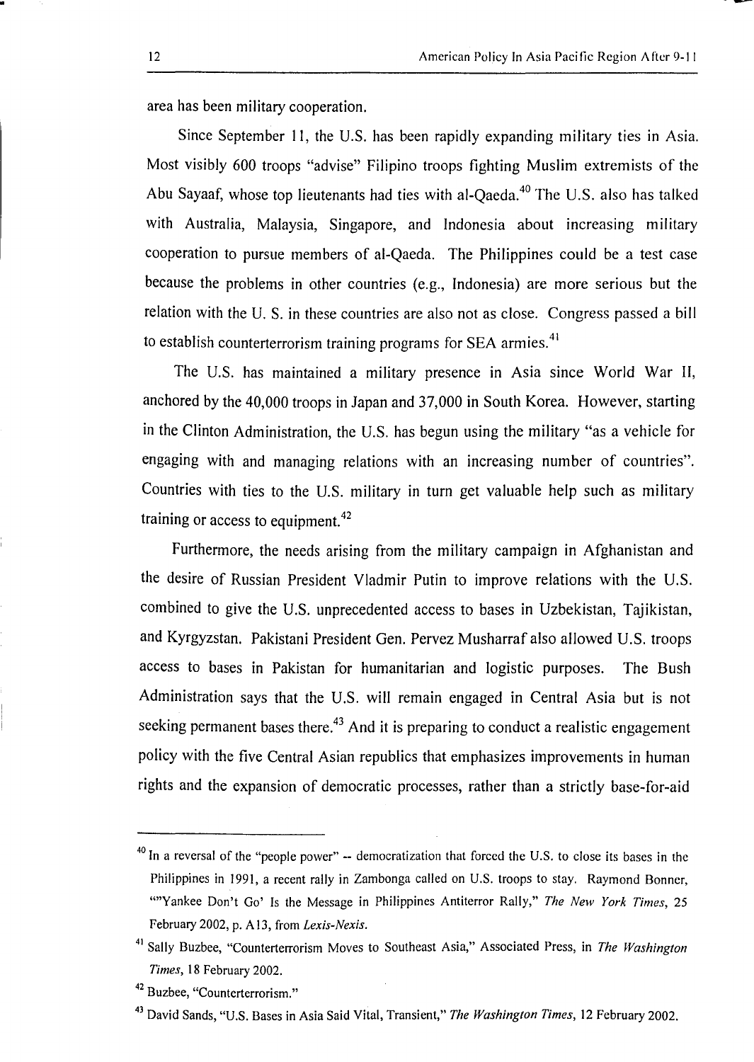area has been military cooperation.

Since September 11, the U.S. has been rapidly expanding military ties in Asia. Most visibly 600 troops "advise" Filipino troops fighting Muslim extremists of the Abu Sayaaf, whose top lieutenants had ties with al-Qaeda.[40] The U.S. also has talked with Australia, Malaysia, Singapore, and Indonesia about increasing military cooperation to pursue members of al-Qaeda. The Philippines could be a test case because the problems in other countries (e.g., Indonesia) are more serious but the relation with the U. S. in these countries are also not as close. Congress passed a bill to establish counterterrorism training programs for SEA armies.[41]

The U.S. has maintained a military presence in Asia since World War II, anchored by the 40,000 troops in Japan and 37,000 in South Korea. However, starting in the Clinton Administration, the U.S. has begun using the military "as a vehicle for engaging with and managing relations with an increasing number of countries". Countries with ties to the U.S. military in turn get valuable help such as military training or access to equipment.[42]

Furthermore, the needs arising from the military campaign in Afghanistan and the desire of Russian President Vladmir Putin to improve relations with the U.S. combined to give the U.S. unprecedented access to bases in Uzbekistan, Tajikistan, and Kyrgyzstan. Pakistani President Gen. Pervez Musharraf also allowed U.S. troops access to bases in Pakistan for humanitarian and logistic purposes. The Bush Administration says that the U.S. will remain engaged in Central Asia but is not seeking permanent bases there.[43] And it is preparing to conduct a realistic engagement policy with the five Central Asian republics that emphasizes improvements in human rights and the expansion of democratic processes, rather than a strictly base-for-aid

---

[40] In a reversal of the "people power" -- democratization that forced the U.S. to close its bases in the Philippines in 1991, a recent rally in Zambonga called on U.S. troops to stay. Raymond Bonner, ""Yankee Don't Go' Is the Message in Philippines Antiterror Rally," *The New York Times*, 25 February 2002, p. A13, from *Lexis-Nexis*.

[41] Sally Buzbee, "Counterterrorism Moves to Southeast Asia," Associated Press, in *The Washington Times*, 18 February 2002.

[42] Buzbee, "Counterterrorism."

[43] David Sands, "U.S. Bases in Asia Said Vital, Transient," *The Washington Times*, 12 February 2002.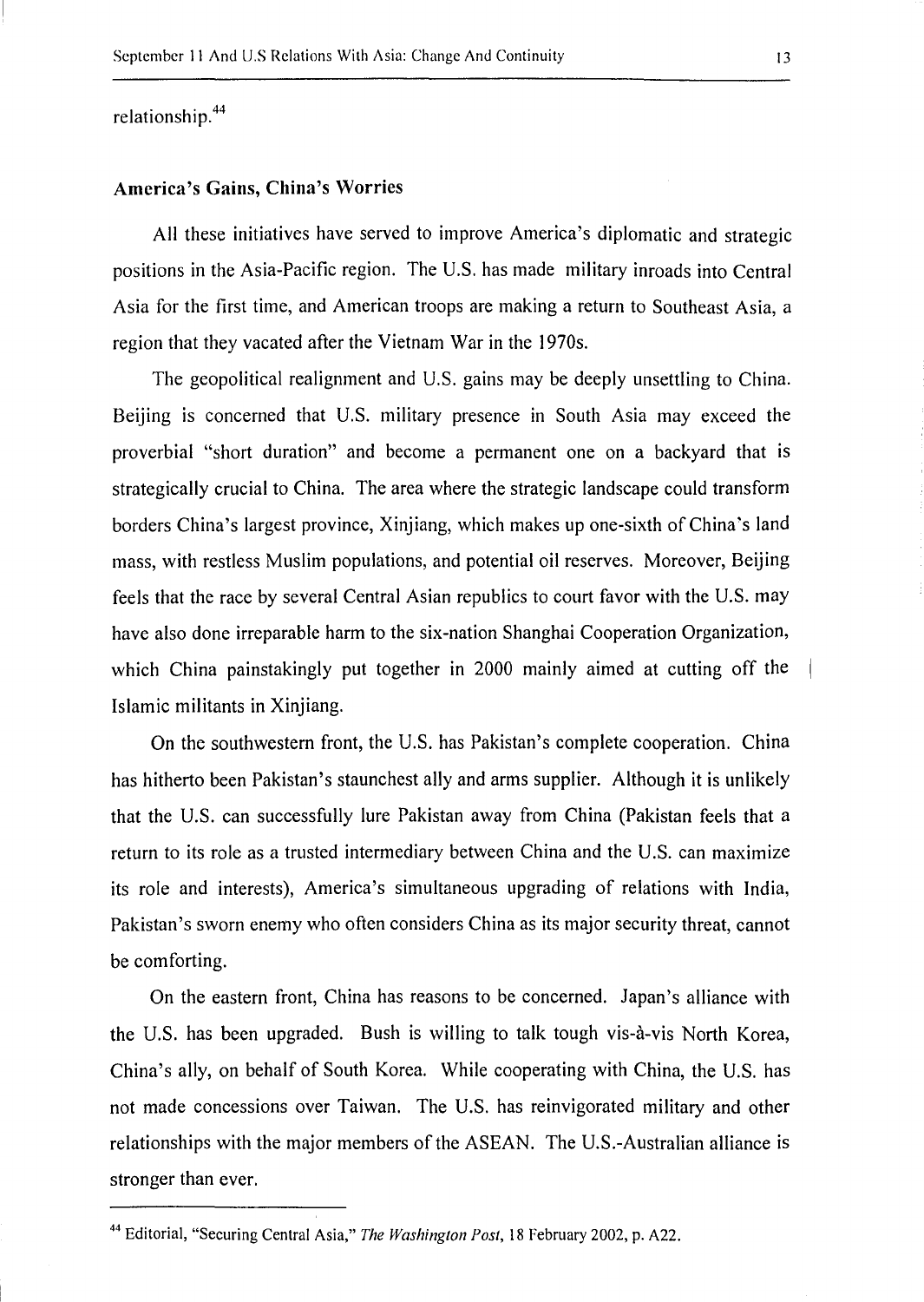relationship.[44]

### America's Gains, China's Worries

All these initiatives have served to improve America's diplomatic and strategic positions in the Asia-Pacific region. The U.S. has made military inroads into Central Asia for the first time, and American troops are making a return to Southeast Asia, a region that they vacated after the Vietnam War in the 1970s.

The geopolitical realignment and U.S. gains may be deeply unsettling to China. Beijing is concerned that U.S. military presence in South Asia may exceed the proverbial "short duration" and become a permanent one on a backyard that is strategically crucial to China. The area where the strategic landscape could transform borders China's largest province, Xinjiang, which makes up one-sixth of China's land mass, with restless Muslim populations, and potential oil reserves. Moreover, Beijing feels that the race by several Central Asian republics to court favor with the U.S. may have also done irreparable harm to the six-nation Shanghai Cooperation Organization, which China painstakingly put together in 2000 mainly aimed at cutting off the Islamic militants in Xinjiang.

On the southwestern front, the U.S. has Pakistan's complete cooperation. China has hitherto been Pakistan's staunchest ally and arms supplier. Although it is unlikely that the U.S. can successfully lure Pakistan away from China (Pakistan feels that a return to its role as a trusted intermediary between China and the U.S. can maximize its role and interests), America's simultaneous upgrading of relations with India, Pakistan's sworn enemy who often considers China as its major security threat, cannot be comforting.

On the eastern front, China has reasons to be concerned. Japan's alliance with the U.S. has been upgraded. Bush is willing to talk tough vis-à-vis North Korea, China's ally, on behalf of South Korea. While cooperating with China, the U.S. has not made concessions over Taiwan. The U.S. has reinvigorated military and other relationships with the major members of the ASEAN. The U.S.-Australian alliance is stronger than ever.

---

[44] Editorial, "Securing Central Asia," *The Washington Post*, 18 February 2002, p. A22.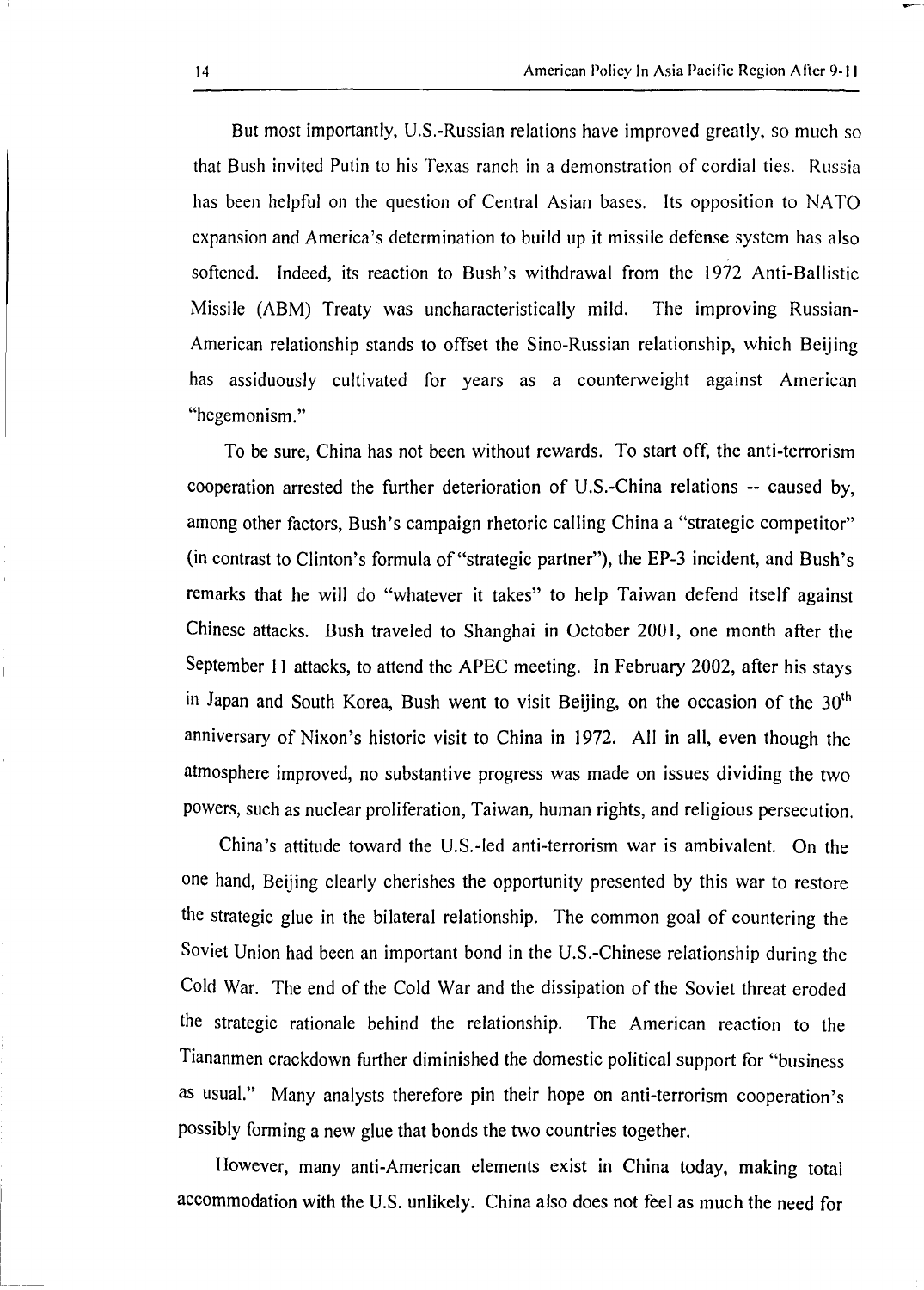But most importantly, U.S.-Russian relations have improved greatly, so much so that Bush invited Putin to his Texas ranch in a demonstration of cordial ties. Russia has been helpful on the question of Central Asian bases. Its opposition to NATO expansion and America's determination to build up it missile defense system has also softened. Indeed, its reaction to Bush's withdrawal from the 1972 Anti-Ballistic Missile (ABM) Treaty was uncharacteristically mild. The improving Russian-American relationship stands to offset the Sino-Russian relationship, which Beijing has assiduously cultivated for years as a counterweight against American "hegemonism."

To be sure, China has not been without rewards. To start off, the anti-terrorism cooperation arrested the further deterioration of U.S.-China relations -- caused by, among other factors, Bush's campaign rhetoric calling China a "strategic competitor" (in contrast to Clinton's formula of "strategic partner"), the EP-3 incident, and Bush's remarks that he will do "whatever it takes" to help Taiwan defend itself against Chinese attacks. Bush traveled to Shanghai in October 2001, one month after the September 11 attacks, to attend the APEC meeting. In February 2002, after his stays in Japan and South Korea, Bush went to visit Beijing, on the occasion of the 30th anniversary of Nixon's historic visit to China in 1972. All in all, even though the atmosphere improved, no substantive progress was made on issues dividing the two powers, such as nuclear proliferation, Taiwan, human rights, and religious persecution.

China's attitude toward the U.S.-led anti-terrorism war is ambivalent. On the one hand, Beijing clearly cherishes the opportunity presented by this war to restore the strategic glue in the bilateral relationship. The common goal of countering the Soviet Union had been an important bond in the U.S.-Chinese relationship during the Cold War. The end of the Cold War and the dissipation of the Soviet threat eroded the strategic rationale behind the relationship. The American reaction to the Tiananmen crackdown further diminished the domestic political support for "business as usual." Many analysts therefore pin their hope on anti-terrorism cooperation's possibly forming a new glue that bonds the two countries together.

However, many anti-American elements exist in China today, making total accommodation with the U.S. unlikely. China also does not feel as much the need for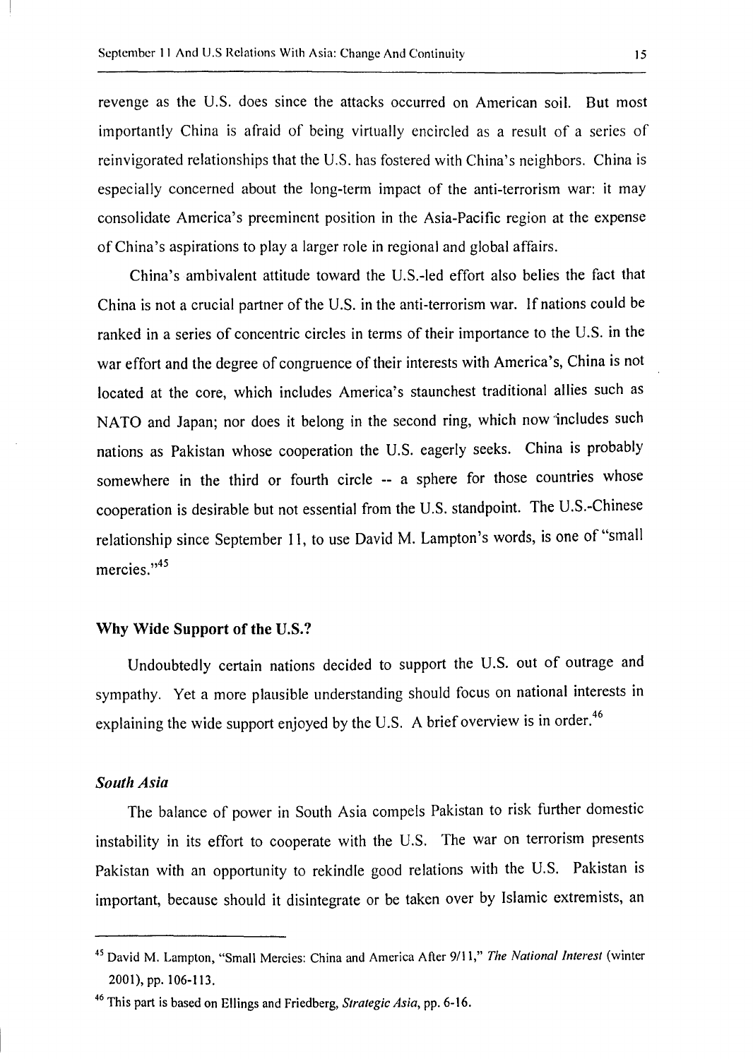revenge as the U.S. does since the attacks occurred on American soil. But most importantly China is afraid of being virtually encircled as a result of a series of reinvigorated relationships that the U.S. has fostered with China's neighbors. China is especially concerned about the long-term impact of the anti-terrorism war: it may consolidate America's preeminent position in the Asia-Pacific region at the expense of China's aspirations to play a larger role in regional and global affairs.

China's ambivalent attitude toward the U.S.-led effort also belies the fact that China is not a crucial partner of the U.S. in the anti-terrorism war. If nations could be ranked in a series of concentric circles in terms of their importance to the U.S. in the war effort and the degree of congruence of their interests with America's, China is not located at the core, which includes America's staunchest traditional allies such as NATO and Japan; nor does it belong in the second ring, which now includes such nations as Pakistan whose cooperation the U.S. eagerly seeks. China is probably somewhere in the third or fourth circle -- a sphere for those countries whose cooperation is desirable but not essential from the U.S. standpoint. The U.S.-Chinese relationship since September 11, to use David M. Lampton's words, is one of "small mercies."[45]

### Why Wide Support of the U.S.?

Undoubtedly certain nations decided to support the U.S. out of outrage and sympathy. Yet a more plausible understanding should focus on national interests in explaining the wide support enjoyed by the U.S. A brief overview is in order.[46]

#### *South Asia*

The balance of power in South Asia compels Pakistan to risk further domestic instability in its effort to cooperate with the U.S. The war on terrorism presents Pakistan with an opportunity to rekindle good relations with the U.S. Pakistan is important, because should it disintegrate or be taken over by Islamic extremists, an

---

[45] David M. Lampton, "Small Mercies: China and America After 9/11," *The National Interest* (winter 2001), pp. 106-113.

[46] This part is based on Ellings and Friedberg, *Strategic Asia*, pp. 6-16.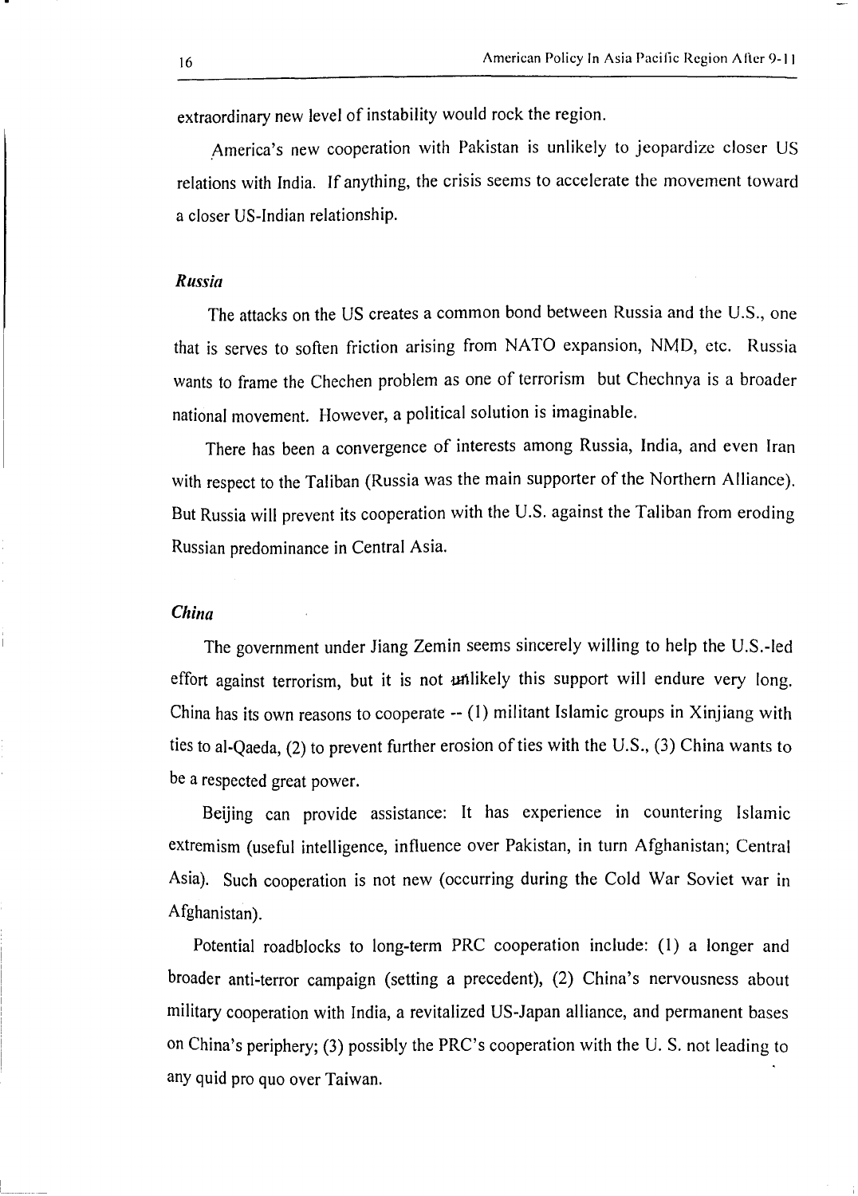extraordinary new level of instability would rock the region.

America's new cooperation with Pakistan is unlikely to jeopardize closer US relations with India. If anything, the crisis seems to accelerate the movement toward a closer US-Indian relationship.

### *Russia*

The attacks on the US creates a common bond between Russia and the U.S., one that is serves to soften friction arising from NATO expansion, NMD, etc. Russia wants to frame the Chechen problem as one of terrorism but Chechnya is a broader national movement. However, a political solution is imaginable.

There has been a convergence of interests among Russia, India, and even Iran with respect to the Taliban (Russia was the main supporter of the Northern Alliance). But Russia will prevent its cooperation with the U.S. against the Taliban from eroding Russian predominance in Central Asia.

### *China*

The government under Jiang Zemin seems sincerely willing to help the U.S.-led effort against terrorism, but it is not unlikely this support will endure very long. China has its own reasons to cooperate -- (1) militant Islamic groups in Xinjiang with ties to al-Qaeda, (2) to prevent further erosion of ties with the U.S., (3) China wants to be a respected great power.

Beijing can provide assistance: It has experience in countering Islamic extremism (useful intelligence, influence over Pakistan, in turn Afghanistan; Central Asia). Such cooperation is not new (occurring during the Cold War Soviet war in Afghanistan).

Potential roadblocks to long-term PRC cooperation include: (1) a longer and broader anti-terror campaign (setting a precedent), (2) China's nervousness about military cooperation with India, a revitalized US-Japan alliance, and permanent bases on China's periphery; (3) possibly the PRC's cooperation with the U. S. not leading to any quid pro quo over Taiwan.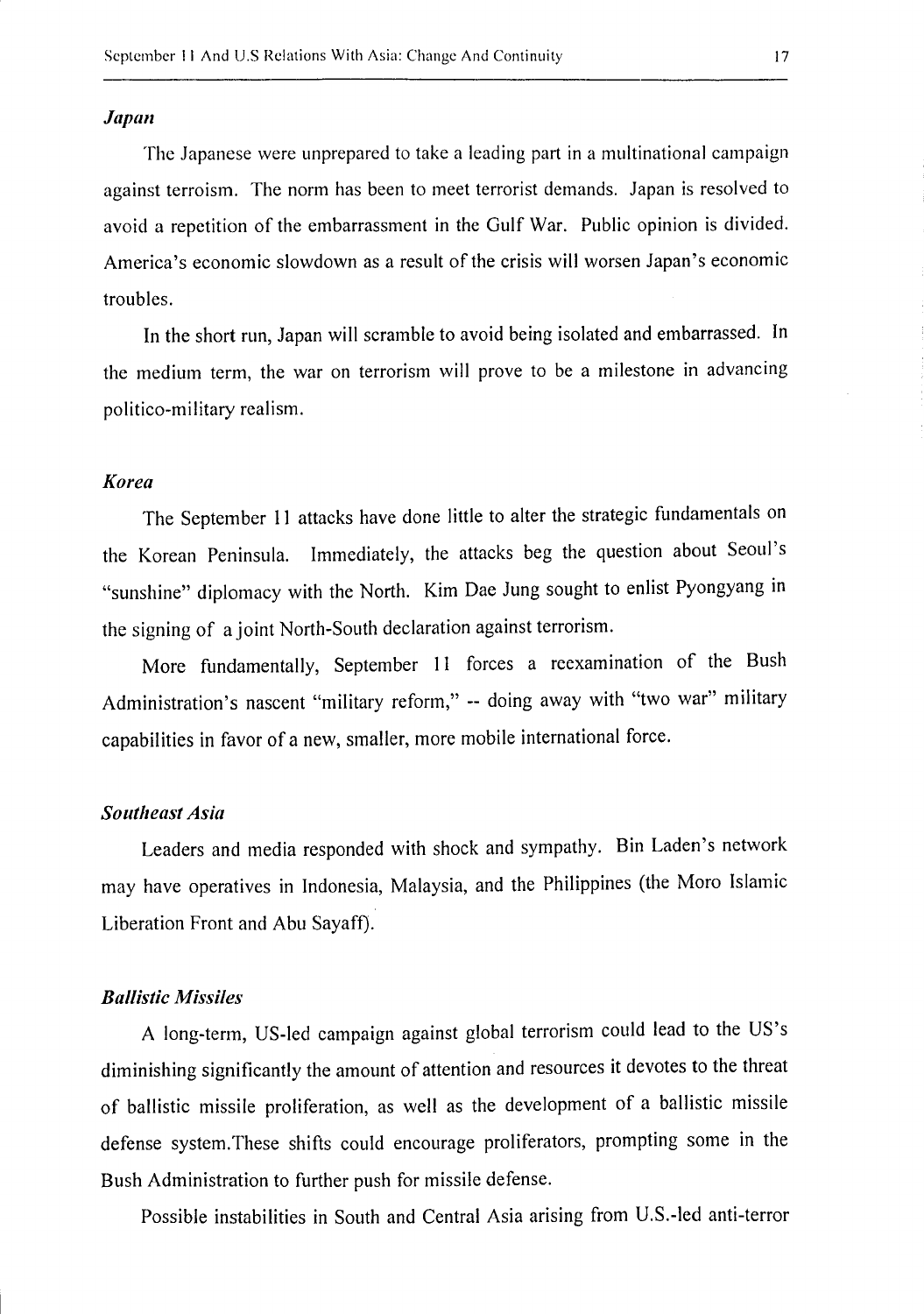### *Japan*

The Japanese were unprepared to take a leading part in a multinational campaign against terrorism. The norm has been to meet terrorist demands. Japan is resolved to avoid a repetition of the embarrassment in the Gulf War. Public opinion is divided. America's economic slowdown as a result of the crisis will worsen Japan's economic troubles.

In the short run, Japan will scramble to avoid being isolated and embarrassed. In the medium term, the war on terrorism will prove to be a milestone in advancing politico-military realism.

### *Korea*

The September 11 attacks have done little to alter the strategic fundamentals on the Korean Peninsula. Immediately, the attacks beg the question about Seoul's "sunshine" diplomacy with the North. Kim Dae Jung sought to enlist Pyongyang in the signing of a joint North-South declaration against terrorism.

More fundamentally, September 11 forces a reexamination of the Bush Administration's nascent "military reform," -- doing away with "two war" military capabilities in favor of a new, smaller, more mobile international force.

### *Southeast Asia*

Leaders and media responded with shock and sympathy. Bin Laden's network may have operatives in Indonesia, Malaysia, and the Philippines (the Moro Islamic Liberation Front and Abu Sayaff).

### *Ballistic Missiles*

A long-term, US-led campaign against global terrorism could lead to the US's diminishing significantly the amount of attention and resources it devotes to the threat of ballistic missile proliferation, as well as the development of a ballistic missile defense system.These shifts could encourage proliferators, prompting some in the Bush Administration to further push for missile defense.

Possible instabilities in South and Central Asia arising from U.S.-led anti-terror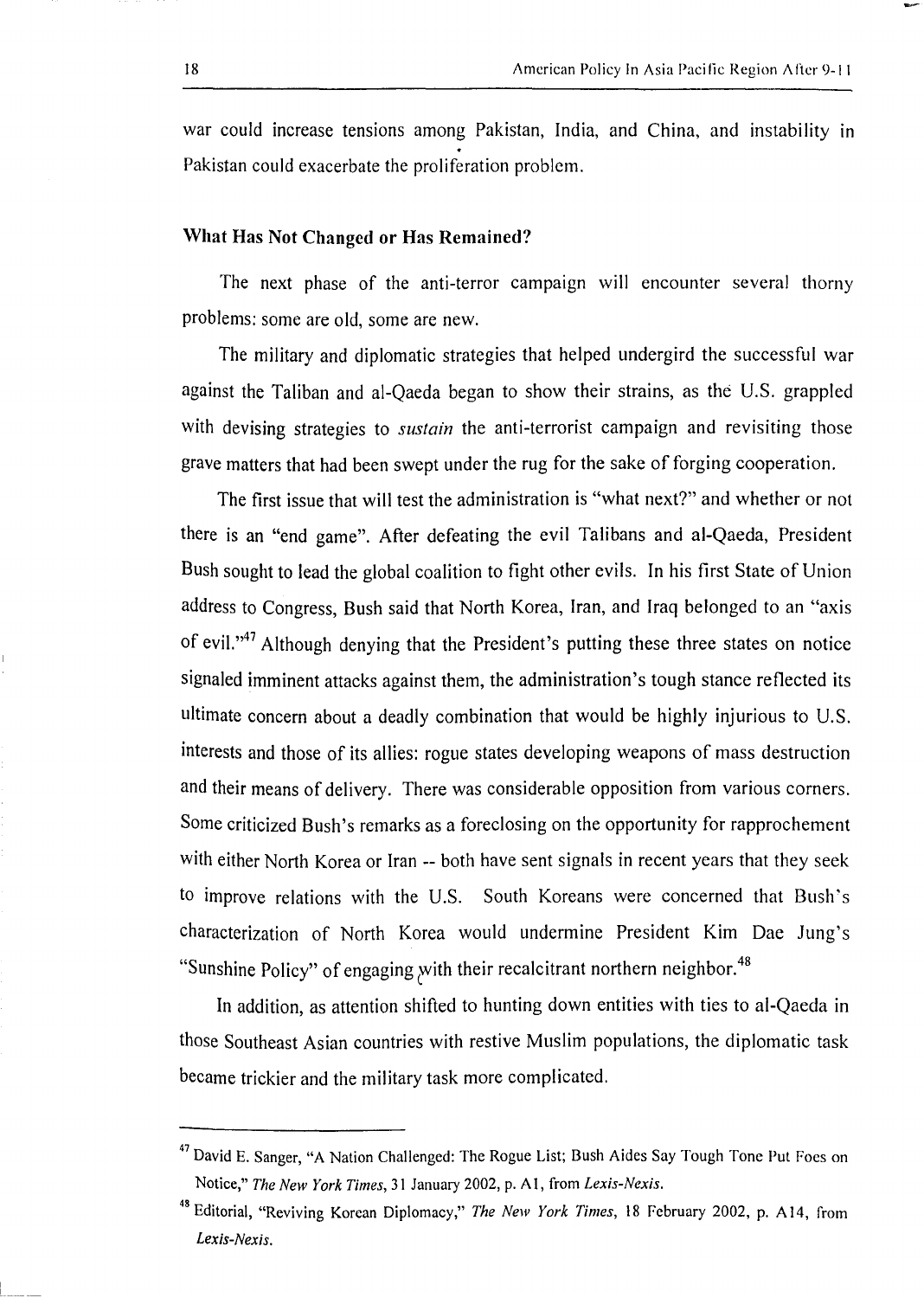war could increase tensions among Pakistan, India, and China, and instability in Pakistan could exacerbate the proliferation problem.

### What Has Not Changed or Has Remained?

The next phase of the anti-terror campaign will encounter several thorny problems: some are old, some are new.

The military and diplomatic strategies that helped undergird the successful war against the Taliban and al-Qaeda began to show their strains, as the U.S. grappled with devising strategies to *sustain* the anti-terrorist campaign and revisiting those grave matters that had been swept under the rug for the sake of forging cooperation.

The first issue that will test the administration is "what next?" and whether or not there is an "end game". After defeating the evil Talibans and al-Qaeda, President Bush sought to lead the global coalition to fight other evils. In his first State of Union address to Congress, Bush said that North Korea, Iran, and Iraq belonged to an "axis of evil."[47] Although denying that the President's putting these three states on notice signaled imminent attacks against them, the administration's tough stance reflected its ultimate concern about a deadly combination that would be highly injurious to U.S. interests and those of its allies: rogue states developing weapons of mass destruction and their means of delivery. There was considerable opposition from various corners. Some criticized Bush's remarks as a foreclosing on the opportunity for rapprochement with either North Korea or Iran -- both have sent signals in recent years that they seek to improve relations with the U.S. South Koreans were concerned that Bush's characterization of North Korea would undermine President Kim Dae Jung's "Sunshine Policy" of engaging with their recalcitrant northern neighbor.[48]

In addition, as attention shifted to hunting down entities with ties to al-Qaeda in those Southeast Asian countries with restive Muslim populations, the diplomatic task became trickier and the military task more complicated.

---

[47] David E. Sanger, "A Nation Challenged: The Rogue List; Bush Aides Say Tough Tone Put Foes on Notice," *The New York Times*, 31 January 2002, p. A1, from *Lexis-Nexis*.

[48] Editorial, "Reviving Korean Diplomacy," *The New York Times*, 18 February 2002, p. A14, from *Lexis-Nexis*.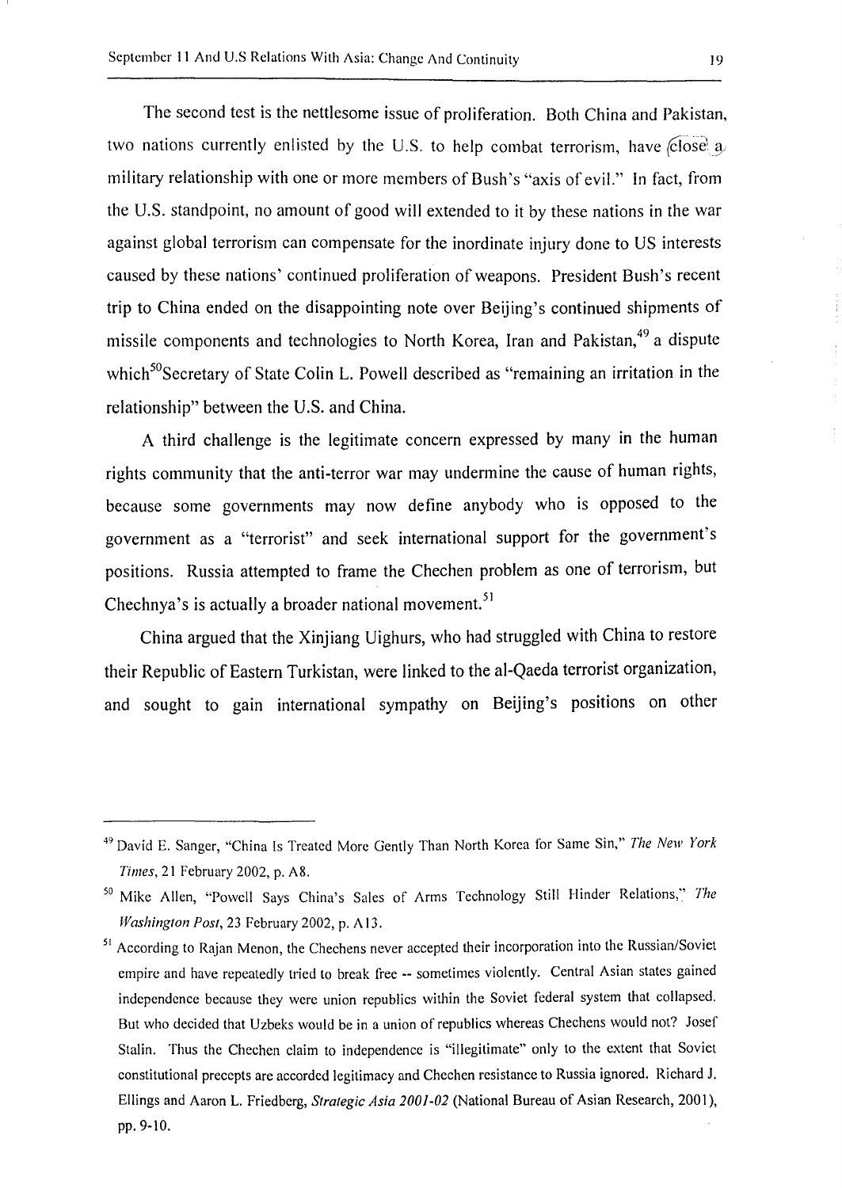The second test is the nettlesome issue of proliferation. Both China and Pakistan, two nations currently enlisted by the U.S. to help combat terrorism, have close a military relationship with one or more members of Bush's "axis of evil." In fact, from the U.S. standpoint, no amount of good will extended to it by these nations in the war against global terrorism can compensate for the inordinate injury done to US interests caused by these nations' continued proliferation of weapons. President Bush's recent trip to China ended on the disappointing note over Beijing's continued shipments of missile components and technologies to North Korea, Iran and Pakistan,[49] a dispute which[50]Secretary of State Colin L. Powell described as "remaining an irritation in the relationship" between the U.S. and China.

A third challenge is the legitimate concern expressed by many in the human rights community that the anti-terror war may undermine the cause of human rights, because some governments may now define anybody who is opposed to the government as a "terrorist" and seek international support for the government's positions. Russia attempted to frame the Chechen problem as one of terrorism, but Chechnya's is actually a broader national movement.[51]

China argued that the Xinjiang Uighurs, who had struggled with China to restore their Republic of Eastern Turkistan, were linked to the al-Qaeda terrorist organization, and sought to gain international sympathy on Beijing's positions on other

---

[49] David E. Sanger, "China Is Treated More Gently Than North Korea for Same Sin," *The New York Times*, 21 February 2002, p. A8.

[50] Mike Allen, "Powell Says China's Sales of Arms Technology Still Hinder Relations," *The Washington Post*, 23 February 2002, p. A13.

[51] According to Rajan Menon, the Chechens never accepted their incorporation into the Russian/Soviet empire and have repeatedly tried to break free -- sometimes violently. Central Asian states gained independence because they were union republics within the Soviet federal system that collapsed. But who decided that Uzbeks would be in a union of republics whereas Chechens would not? Josef Stalin. Thus the Chechen claim to independence is "illegitimate" only to the extent that Soviet constitutional precepts are accorded legitimacy and Chechen resistance to Russia ignored. Richard J. Ellings and Aaron L. Friedberg, *Strategic Asia 2001-02* (National Bureau of Asian Research, 2001), pp. 9-10.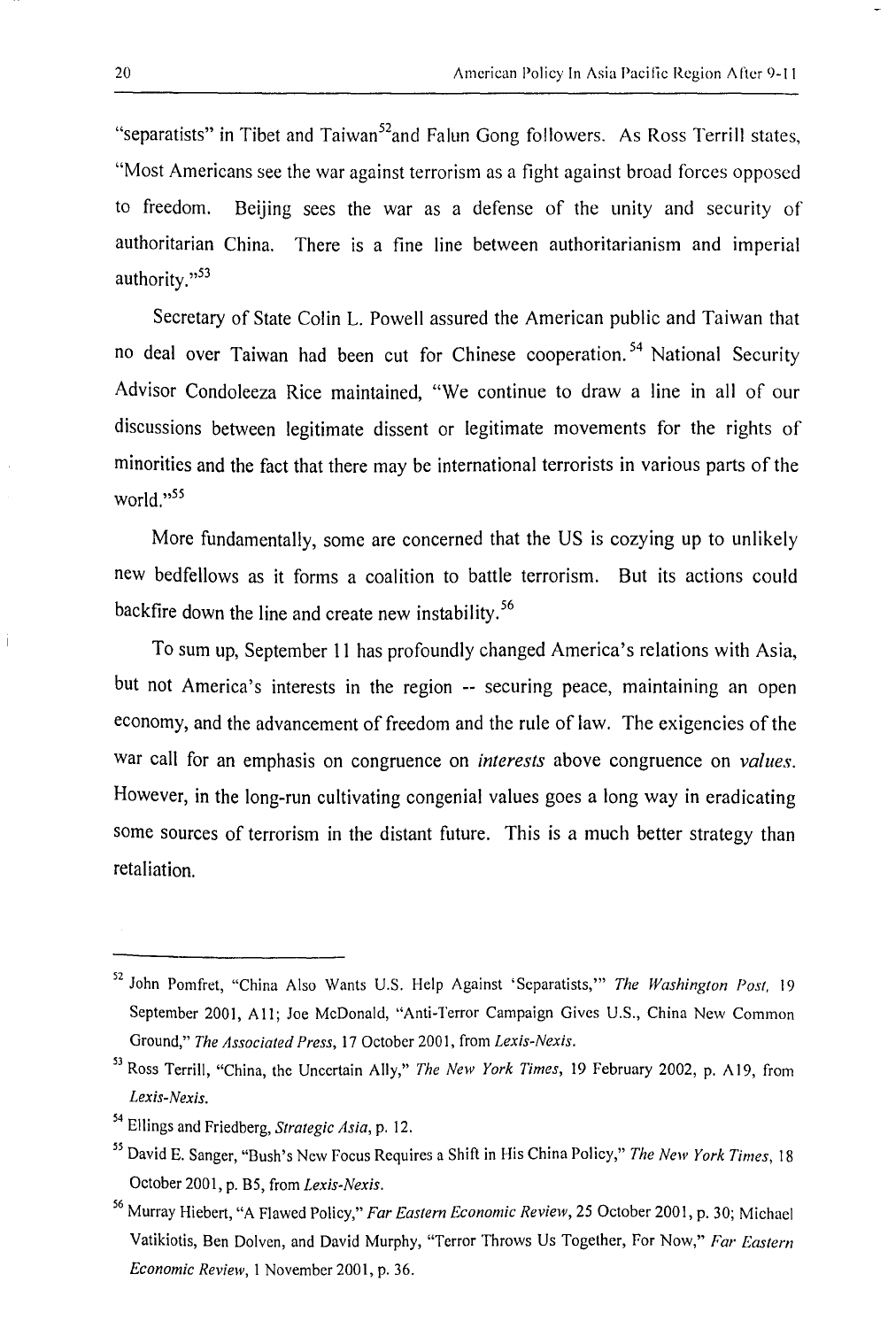"separatists" in Tibet and Taiwan[52] and Falun Gong followers. As Ross Terrill states, "Most Americans see the war against terrorism as a fight against broad forces opposed to freedom. Beijing sees the war as a defense of the unity and security of authoritarian China. There is a fine line between authoritarianism and imperial authority."[53]

Secretary of State Colin L. Powell assured the American public and Taiwan that no deal over Taiwan had been cut for Chinese cooperation.[54] National Security Advisor Condoleeza Rice maintained, "We continue to draw a line in all of our discussions between legitimate dissent or legitimate movements for the rights of minorities and the fact that there may be international terrorists in various parts of the world."[55]

More fundamentally, some are concerned that the US is cozying up to unlikely new bedfellows as it forms a coalition to battle terrorism. But its actions could backfire down the line and create new instability.[56]

To sum up, September 11 has profoundly changed America's relations with Asia, but not America's interests in the region -- securing peace, maintaining an open economy, and the advancement of freedom and the rule of law. The exigencies of the war call for an emphasis on congruence on *interests* above congruence on *values*. However, in the long-run cultivating congenial values goes a long way in eradicating some sources of terrorism in the distant future. This is a much better strategy than retaliation.

---

[52] John Pomfret, "China Also Wants U.S. Help Against 'Separatists,'" *The Washington Post*, 19 September 2001, A11; Joe McDonald, "Anti-Terror Campaign Gives U.S., China New Common Ground," *The Associated Press*, 17 October 2001, from *Lexis-Nexis*.

[53] Ross Terrill, "China, the Uncertain Ally," *The New York Times*, 19 February 2002, p. A19, from *Lexis-Nexis*.

[54] Ellings and Friedberg, *Strategic Asia*, p. 12.

[55] David E. Sanger, "Bush's New Focus Requires a Shift in His China Policy," *The New York Times*, 18 October 2001, p. B5, from *Lexis-Nexis*.

[56] Murray Hiebert, "A Flawed Policy," *Far Eastern Economic Review*, 25 October 2001, p. 30; Michael Vatikiotis, Ben Dolven, and David Murphy, "Terror Throws Us Together, For Now," *Far Eastern Economic Review*, 1 November 2001, p. 36.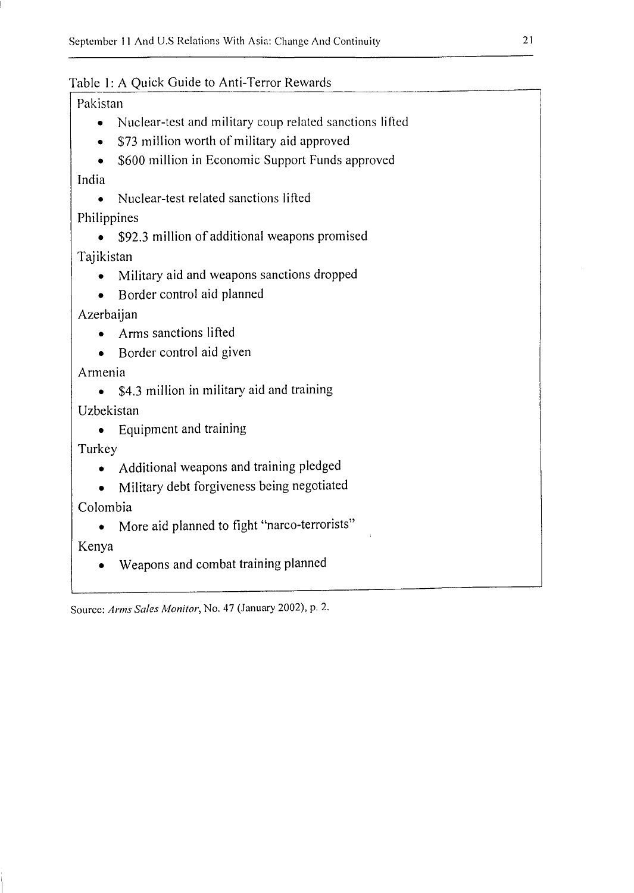Table 1: A Quick Guide to Anti-Terror Rewards

Pakistan

- Nuclear-test and military coup related sanctions lifted
- $73 million worth of military aid approved
- $600 million in Economic Support Funds approved

India

- Nuclear-test related sanctions lifted

Philippines

- $92.3 million of additional weapons promised

Tajikistan

- Military aid and weapons sanctions dropped
- Border control aid planned

Azerbaijan

- Arms sanctions lifted
- Border control aid given

Armenia

- $4.3 million in military aid and training

Uzbekistan

- Equipment and training

Turkey

- Additional weapons and training pledged
- Military debt forgiveness being negotiated

Colombia

- More aid planned to fight "narco-terrorists"

Kenya

- Weapons and combat training planned

Source: *Arms Sales Monitor*, No. 47 (January 2002), p. 2.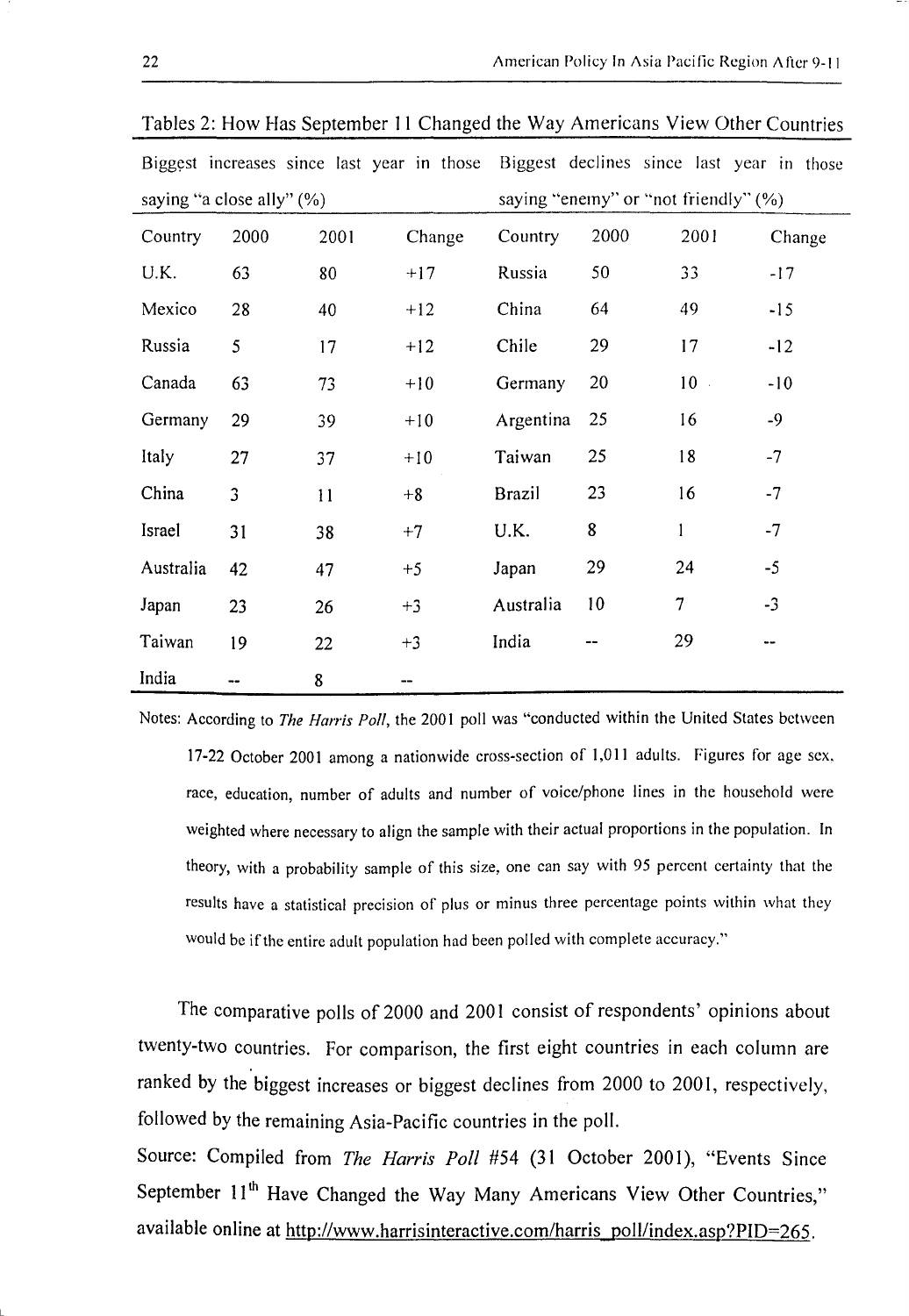Tables 2: How Has September 11 Changed the Way Americans View Other Countries

| Biggest increases since last year in those saying "a close ally" (%) | | | | Biggest declines since last year in those saying "enemy" or "not friendly" (%) | | | |
|---|---|---|---|---|---|---|---|
| Country | 2000 | 2001 | Change | Country | 2000 | 2001 | Change |
| U.K. | 63 | 80 | +17 | Russia | 50 | 33 | -17 |
| Mexico | 28 | 40 | +12 | China | 64 | 49 | -15 |
| Russia | 5 | 17 | +12 | Chile | 29 | 17 | -12 |
| Canada | 63 | 73 | +10 | Germany | 20 | 10 | -10 |
| Germany | 29 | 39 | +10 | Argentina | 25 | 16 | -9 |
| Italy | 27 | 37 | +10 | Taiwan | 25 | 18 | -7 |
| China | 3 | 11 | +8 | Brazil | 23 | 16 | -7 |
| Israel | 31 | 38 | +7 | U.K. | 8 | 1 | -7 |
| Australia | 42 | 47 | +5 | Japan | 29 | 24 | -5 |
| Japan | 23 | 26 | +3 | Australia | 10 | 7 | -3 |
| Taiwan | 19 | 22 | +3 | India | -- | 29 | -- |
| India | -- | 8 | -- | | | | |

Notes: According to *The Harris Poll*, the 2001 poll was "conducted within the United States between 17-22 October 2001 among a nationwide cross-section of 1,011 adults. Figures for age sex, race, education, number of adults and number of voice/phone lines in the household were weighted where necessary to align the sample with their actual proportions in the population. In theory, with a probability sample of this size, one can say with 95 percent certainty that the results have a statistical precision of plus or minus three percentage points within what they would be if the entire adult population had been polled with complete accuracy."

The comparative polls of 2000 and 2001 consist of respondents' opinions about twenty-two countries. For comparison, the first eight countries in each column are ranked by the biggest increases or biggest declines from 2000 to 2001, respectively, followed by the remaining Asia-Pacific countries in the poll.

Source: Compiled from *The Harris Poll* #54 (31 October 2001), "Events Since September 11th Have Changed the Way Many Americans View Other Countries," available online at http://www.harrisinteractive.com/harris_poll/index.asp?PID=265.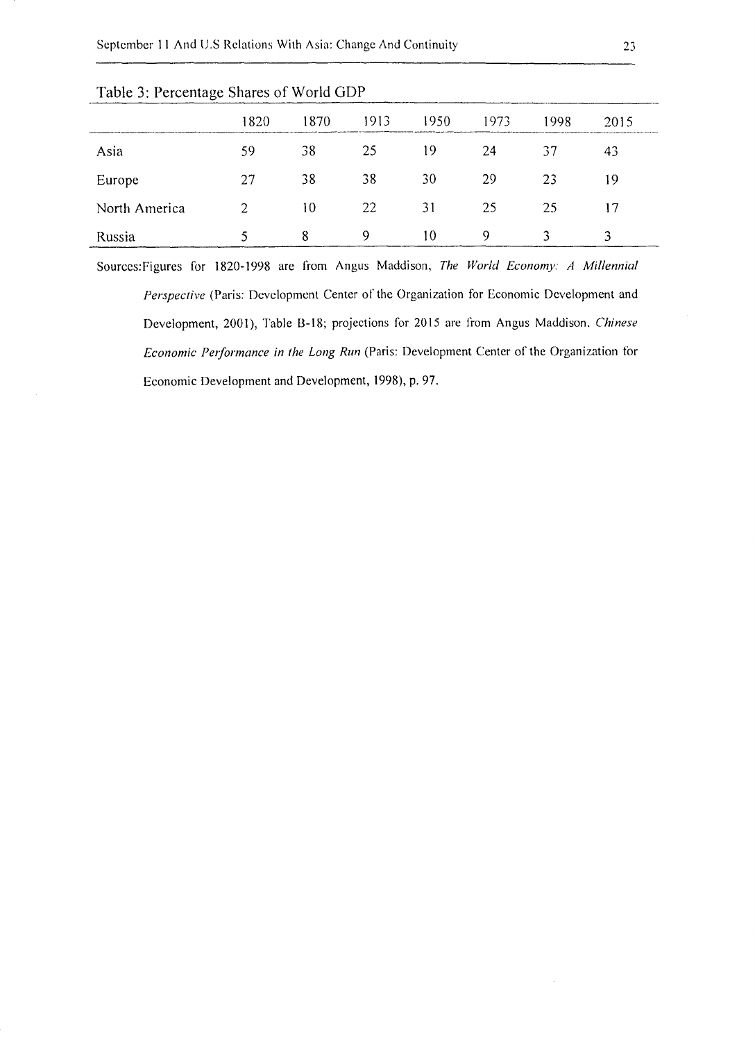Table 3: Percentage Shares of World GDP

| | 1820 | 1870 | 1913 | 1950 | 1973 | 1998 | 2015 |
|---|---|---|---|---|---|---|---|
| Asia | 59 | 38 | 25 | 19 | 24 | 37 | 43 |
| Europe | 27 | 38 | 38 | 30 | 29 | 23 | 19 |
| North America | 2 | 10 | 22 | 31 | 25 | 25 | 17 |
| Russia | 5 | 8 | 9 | 10 | 9 | 3 | 3 |

Sources:Figures for 1820-1998 are from Angus Maddison, *The World Economy: A Millennial Perspective* (Paris: Development Center of the Organization for Economic Development and Development, 2001), Table B-18; projections for 2015 are from Angus Maddison. *Chinese Economic Performance in the Long Run* (Paris: Development Center of the Organization for Economic Development and Development, 1998), p. 97.